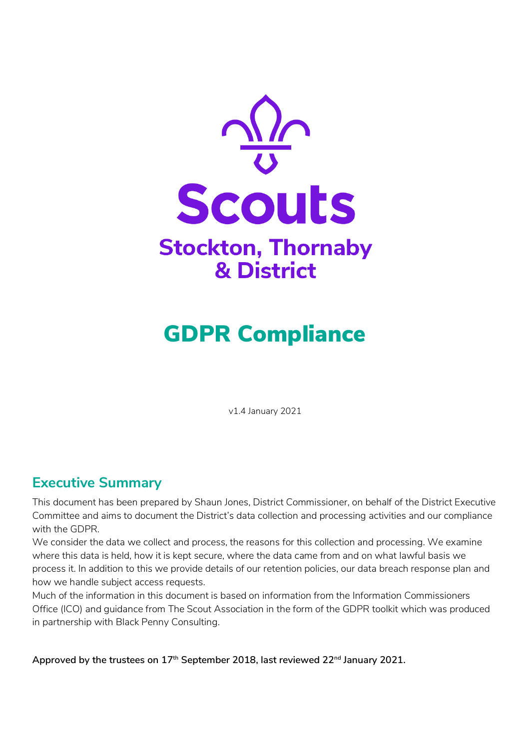Scouts

Stockton, Thornaby & District

# GDPR Compliance

v1.4 January 2021

## Executive Summary

This document has been prepared by Shaun Jones, District Commissioner, on behalf of the District Executive Committee and aims to document the District's data collection and processing activities and our compliance with the GDPR.

We consider the data we collect and process, the reasons for this collection and processing. We examine where this data is held, how it is kept secure, where the data came from and on what lawful basis we process it. In addition to this we provide details of our retention policies, our data breach response plan and how we handle subject access requests.

Much of the information in this document is based on information from the Information Commissioners Office (ICO) and guidance from The Scout Association in the form of the GDPR toolkit which was produced in partnership with Black Penny Consulting.

**Approved by the trustees on 17th September 2018, last reviewed 22nd January 2021.**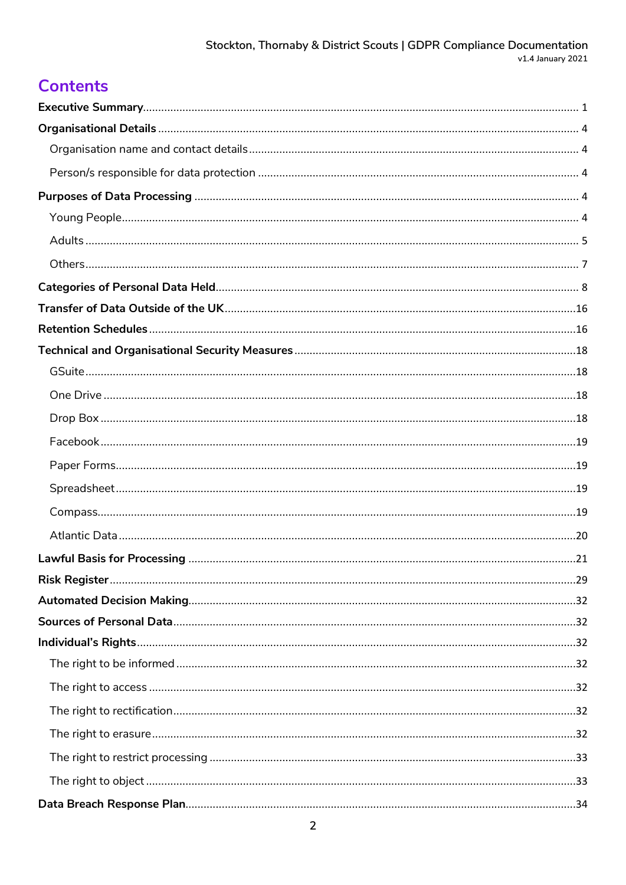# Contents

**Executive Summary** ... 1

**Organisational Details** ... 4

- Organisation name and contact details ... 4
- Person/s responsible for data protection ... 4

**Purposes of Data Processing** ... 4

- Young People ... 4
- Adults ... 5
- Others ... 7

**Categories of Personal Data Held** ... 8

**Transfer of Data Outside of the UK** ... 16

**Retention Schedules** ... 16

**Technical and Organisational Security Measures** ... 18

- GSuite ... 18
- One Drive ... 18
- Drop Box ... 18
- Facebook ... 19
- Paper Forms ... 19
- Spreadsheet ... 19
- Compass ... 19
- Atlantic Data ... 20

**Lawful Basis for Processing** ... 21

**Risk Register** ... 29

**Automated Decision Making** ... 32

**Sources of Personal Data** ... 32

**Individual's Rights** ... 32

- The right to be informed ... 32
- The right to access ... 32
- The right to rectification ... 32
- The right to erasure ... 32
- The right to restrict processing ... 33
- The right to object ... 33

**Data Breach Response Plan** ... 34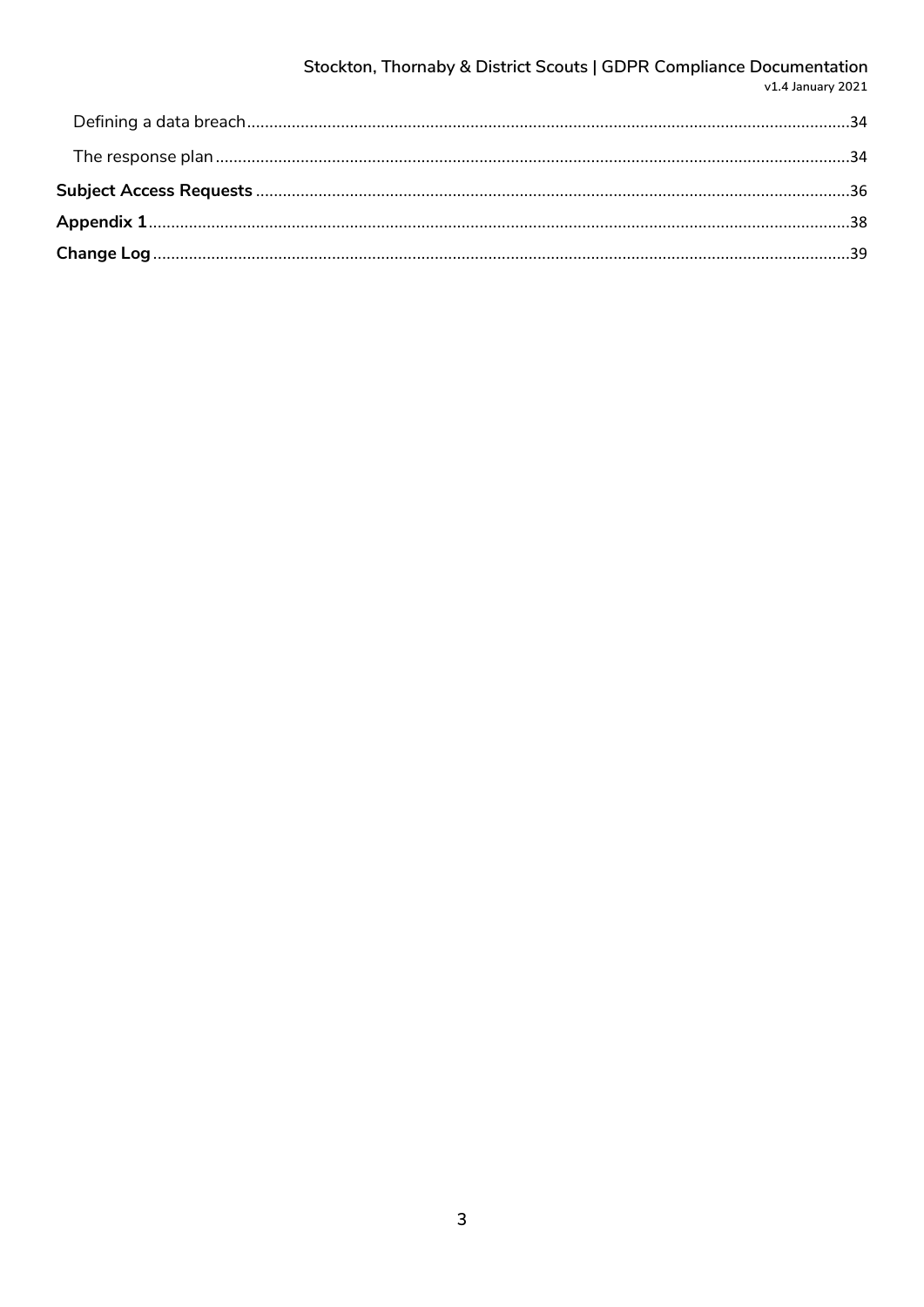Defining a data breach ........................................................................................................................ 34

The response plan ............................................................................................................................... 34

**Subject Access Requests** ....................................................................................................................... 36

**Appendix 1** ............................................................................................................................................. 38

**Change Log** ............................................................................................................................................ 39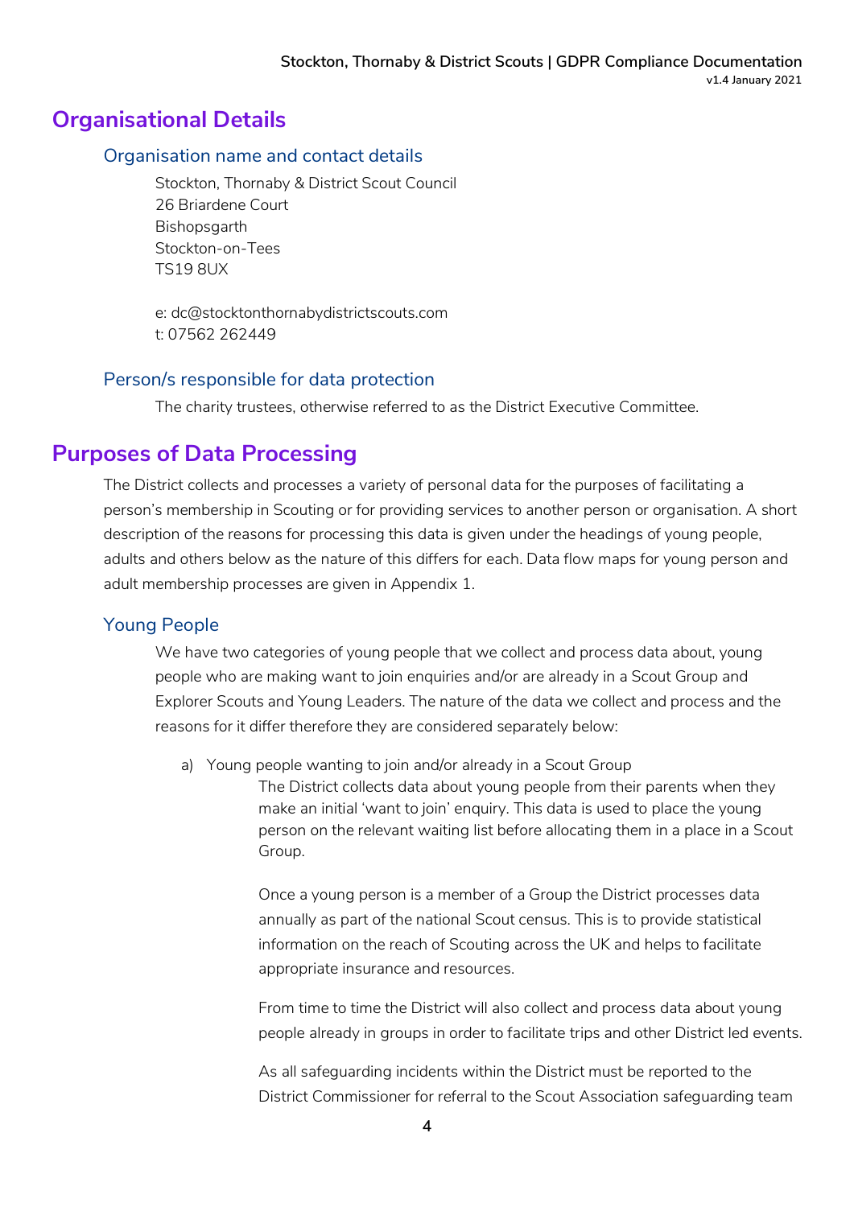# Organisational Details

## Organisation name and contact details

Stockton, Thornaby & District Scout Council
26 Briardene Court
Bishopsgarth
Stockton-on-Tees
TS19 8UX

e: dc@stocktonthornabydistrictscouts.com
t: 07562 262449

## Person/s responsible for data protection

The charity trustees, otherwise referred to as the District Executive Committee.

# Purposes of Data Processing

The District collects and processes a variety of personal data for the purposes of facilitating a person's membership in Scouting or for providing services to another person or organisation. A short description of the reasons for processing this data is given under the headings of young people, adults and others below as the nature of this differs for each. Data flow maps for young person and adult membership processes are given in Appendix 1.

## Young People

We have two categories of young people that we collect and process data about, young people who are making want to join enquiries and/or are already in a Scout Group and Explorer Scouts and Young Leaders. The nature of the data we collect and process and the reasons for it differ therefore they are considered separately below:

a) Young people wanting to join and/or already in a Scout Group

The District collects data about young people from their parents when they make an initial 'want to join' enquiry. This data is used to place the young person on the relevant waiting list before allocating them in a place in a Scout Group.

Once a young person is a member of a Group the District processes data annually as part of the national Scout census. This is to provide statistical information on the reach of Scouting across the UK and helps to facilitate appropriate insurance and resources.

From time to time the District will also collect and process data about young people already in groups in order to facilitate trips and other District led events.

As all safeguarding incidents within the District must be reported to the District Commissioner for referral to the Scout Association safeguarding team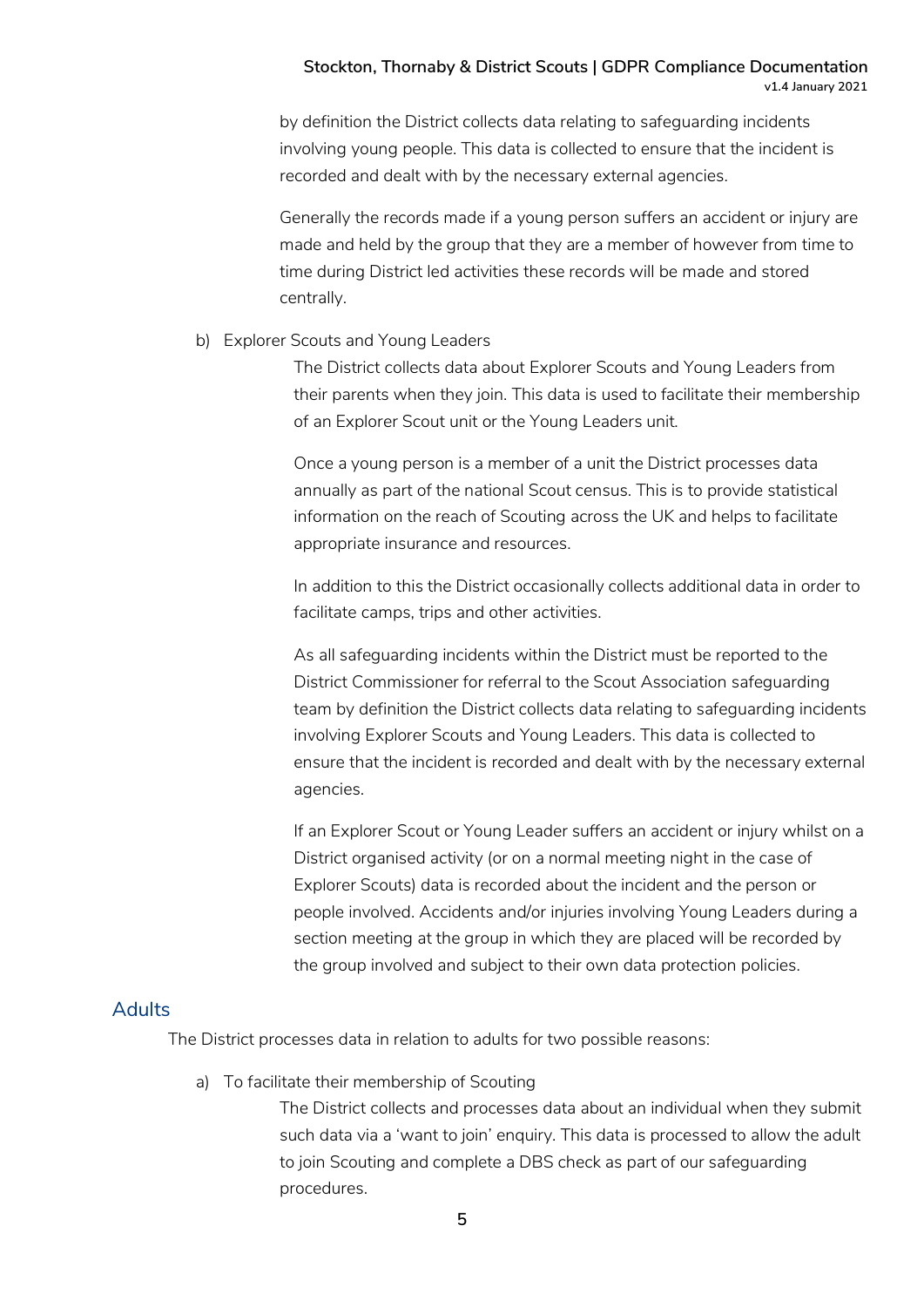by definition the District collects data relating to safeguarding incidents involving young people. This data is collected to ensure that the incident is recorded and dealt with by the necessary external agencies.

Generally the records made if a young person suffers an accident or injury are made and held by the group that they are a member of however from time to time during District led activities these records will be made and stored centrally.

b) Explorer Scouts and Young Leaders

The District collects data about Explorer Scouts and Young Leaders from their parents when they join. This data is used to facilitate their membership of an Explorer Scout unit or the Young Leaders unit.

Once a young person is a member of a unit the District processes data annually as part of the national Scout census. This is to provide statistical information on the reach of Scouting across the UK and helps to facilitate appropriate insurance and resources.

In addition to this the District occasionally collects additional data in order to facilitate camps, trips and other activities.

As all safeguarding incidents within the District must be reported to the District Commissioner for referral to the Scout Association safeguarding team by definition the District collects data relating to safeguarding incidents involving Explorer Scouts and Young Leaders. This data is collected to ensure that the incident is recorded and dealt with by the necessary external agencies.

If an Explorer Scout or Young Leader suffers an accident or injury whilst on a District organised activity (or on a normal meeting night in the case of Explorer Scouts) data is recorded about the incident and the person or people involved. Accidents and/or injuries involving Young Leaders during a section meeting at the group in which they are placed will be recorded by the group involved and subject to their own data protection policies.

## Adults

The District processes data in relation to adults for two possible reasons:

a) To facilitate their membership of Scouting

The District collects and processes data about an individual when they submit such data via a 'want to join' enquiry. This data is processed to allow the adult to join Scouting and complete a DBS check as part of our safeguarding procedures.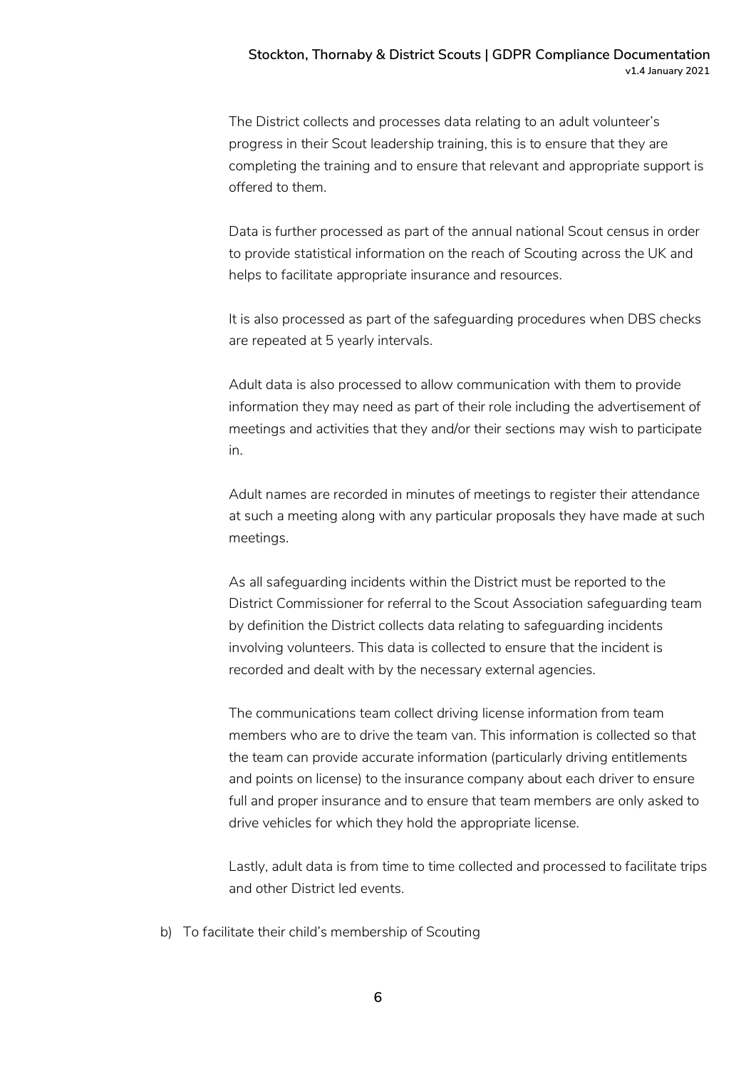The District collects and processes data relating to an adult volunteer's progress in their Scout leadership training, this is to ensure that they are completing the training and to ensure that relevant and appropriate support is offered to them.

Data is further processed as part of the annual national Scout census in order to provide statistical information on the reach of Scouting across the UK and helps to facilitate appropriate insurance and resources.

It is also processed as part of the safeguarding procedures when DBS checks are repeated at 5 yearly intervals.

Adult data is also processed to allow communication with them to provide information they may need as part of their role including the advertisement of meetings and activities that they and/or their sections may wish to participate in.

Adult names are recorded in minutes of meetings to register their attendance at such a meeting along with any particular proposals they have made at such meetings.

As all safeguarding incidents within the District must be reported to the District Commissioner for referral to the Scout Association safeguarding team by definition the District collects data relating to safeguarding incidents involving volunteers. This data is collected to ensure that the incident is recorded and dealt with by the necessary external agencies.

The communications team collect driving license information from team members who are to drive the team van. This information is collected so that the team can provide accurate information (particularly driving entitlements and points on license) to the insurance company about each driver to ensure full and proper insurance and to ensure that team members are only asked to drive vehicles for which they hold the appropriate license.

Lastly, adult data is from time to time collected and processed to facilitate trips and other District led events.

b) To facilitate their child's membership of Scouting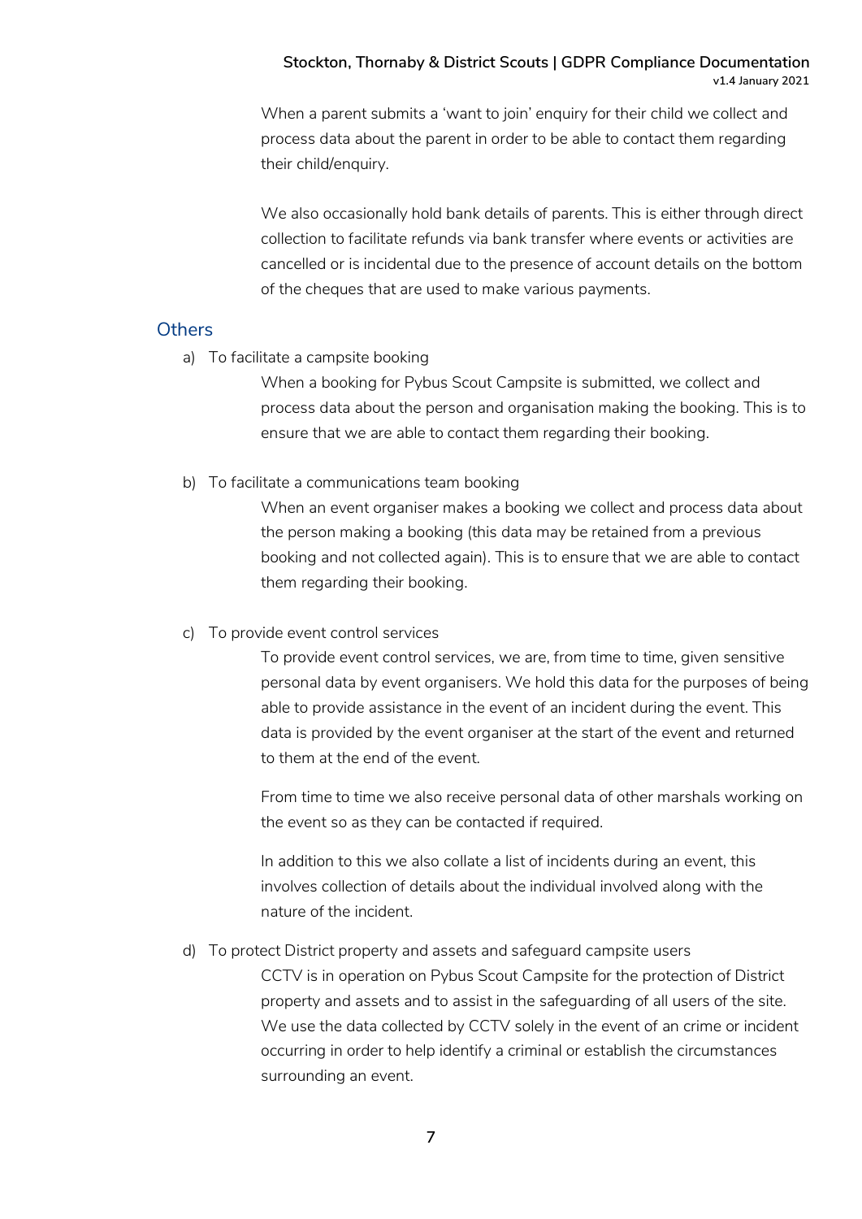When a parent submits a 'want to join' enquiry for their child we collect and process data about the parent in order to be able to contact them regarding their child/enquiry.

We also occasionally hold bank details of parents. This is either through direct collection to facilitate refunds via bank transfer where events or activities are cancelled or is incidental due to the presence of account details on the bottom of the cheques that are used to make various payments.

## Others

a) To facilitate a campsite booking

When a booking for Pybus Scout Campsite is submitted, we collect and process data about the person and organisation making the booking. This is to ensure that we are able to contact them regarding their booking.

b) To facilitate a communications team booking

When an event organiser makes a booking we collect and process data about the person making a booking (this data may be retained from a previous booking and not collected again). This is to ensure that we are able to contact them regarding their booking.

c) To provide event control services

To provide event control services, we are, from time to time, given sensitive personal data by event organisers. We hold this data for the purposes of being able to provide assistance in the event of an incident during the event. This data is provided by the event organiser at the start of the event and returned to them at the end of the event.

From time to time we also receive personal data of other marshals working on the event so as they can be contacted if required.

In addition to this we also collate a list of incidents during an event, this involves collection of details about the individual involved along with the nature of the incident.

d) To protect District property and assets and safeguard campsite users

CCTV is in operation on Pybus Scout Campsite for the protection of District property and assets and to assist in the safeguarding of all users of the site. We use the data collected by CCTV solely in the event of an crime or incident occurring in order to help identify a criminal or establish the circumstances surrounding an event.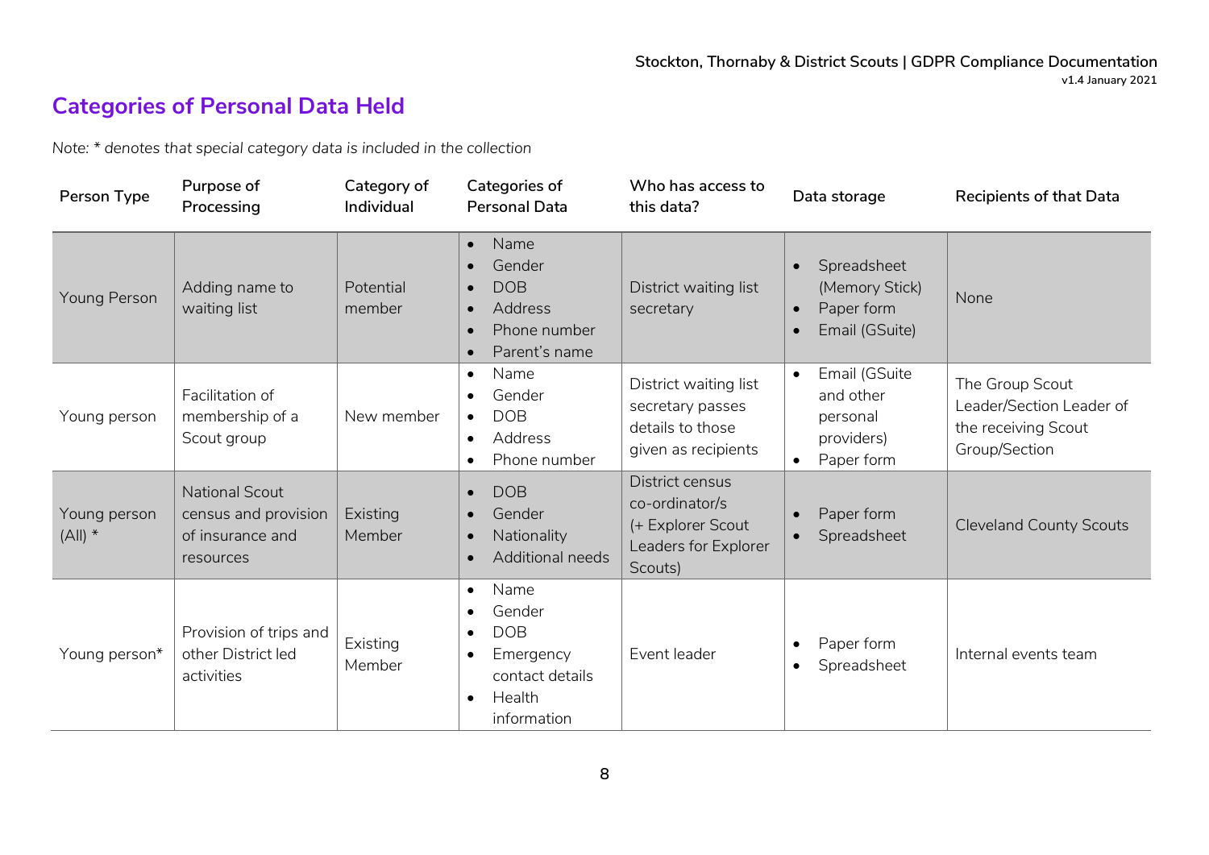## Categories of Personal Data Held

*Note: * denotes that special category data is included in the collection*

| Person Type | Purpose of Processing | Category of Individual | Categories of Personal Data | Who has access to this data? | Data storage | Recipients of that Data |
|---|---|---|---|---|---|---|
| Young Person | Adding name to waiting list | Potential member | • Name<br>• Gender<br>• DOB<br>• Address<br>• Phone number<br>• Parent's name | District waiting list secretary | • Spreadsheet (Memory Stick)<br>• Paper form<br>• Email (GSuite) | None |
| Young person | Facilitation of membership of a Scout group | New member | • Name<br>• Gender<br>• DOB<br>• Address<br>• Phone number | District waiting list secretary passes details to those given as recipients | • Email (GSuite and other personal providers)<br>• Paper form | The Group Scout Leader/Section Leader of the receiving Scout Group/Section |
| Young person (All) * | National Scout census and provision of insurance and resources | Existing Member | • DOB<br>• Gender<br>• Nationality<br>• Additional needs | District census co-ordinator/s (+ Explorer Scout Leaders for Explorer Scouts) | • Paper form<br>• Spreadsheet | Cleveland County Scouts |
| Young person* | Provision of trips and other District led activities | Existing Member | • Name<br>• Gender<br>• DOB<br>• Emergency contact details<br>• Health information | Event leader | • Paper form<br>• Spreadsheet | Internal events team |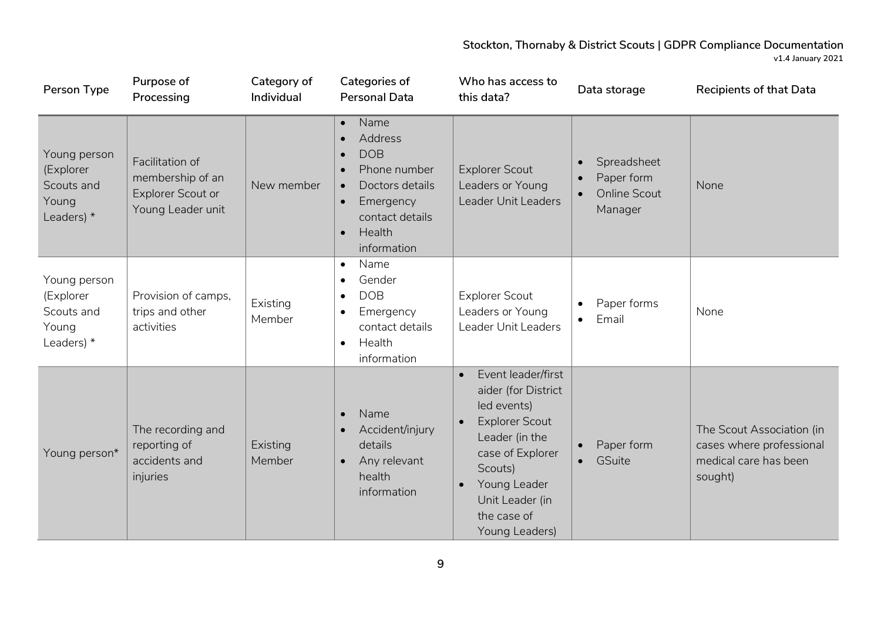| Person Type | Purpose of Processing | Category of Individual | Categories of Personal Data | Who has access to this data? | Data storage | Recipients of that Data |
|---|---|---|---|---|---|---|
| Young person (Explorer Scouts and Young Leaders) * | Facilitation of membership of an Explorer Scout or Young Leader unit | New member | • Name<br>• Address<br>• DOB<br>• Phone number<br>• Doctors details<br>• Emergency contact details<br>• Health information | Explorer Scout Leaders or Young Leader Unit Leaders | • Spreadsheet<br>• Paper form<br>• Online Scout Manager | None |
| Young person (Explorer Scouts and Young Leaders) * | Provision of camps, trips and other activities | Existing Member | • Name<br>• Gender<br>• DOB<br>• Emergency contact details<br>• Health information | Explorer Scout Leaders or Young Leader Unit Leaders | • Paper forms<br>• Email | None |
| Young person* | The recording and reporting of accidents and injuries | Existing Member | • Name<br>• Accident/injury details<br>• Any relevant health information | • Event leader/first aider (for District led events)<br>• Explorer Scout Leader (in the case of Explorer Scouts)<br>• Young Leader Unit Leader (in the case of Young Leaders) | • Paper form<br>• GSuite | The Scout Association (in cases where professional medical care has been sought) |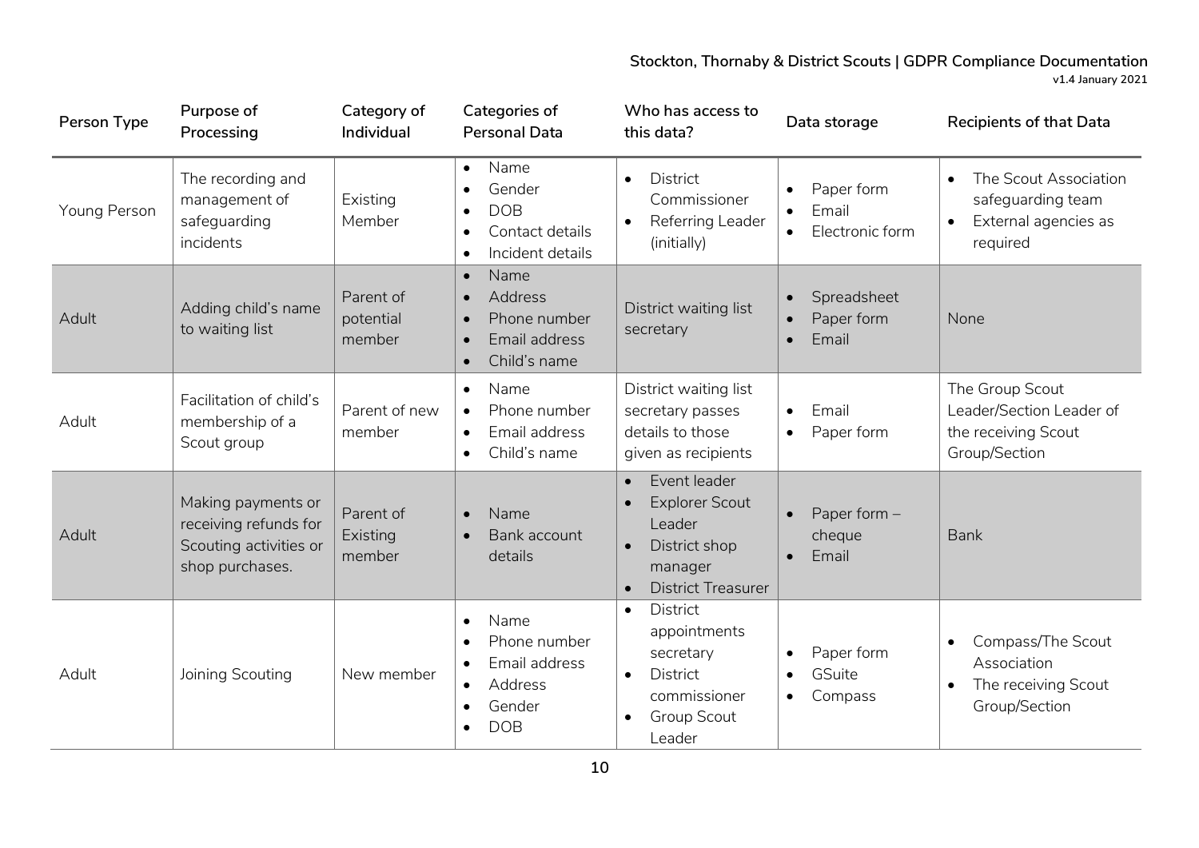| Person Type | Purpose of Processing | Category of Individual | Categories of Personal Data | Who has access to this data? | Data storage | Recipients of that Data |
|---|---|---|---|---|---|---|
| Young Person | The recording and management of safeguarding incidents | Existing Member | • Name<br>• Gender<br>• DOB<br>• Contact details<br>• Incident details | • District Commissioner<br>• Referring Leader (initially) | • Paper form<br>• Email<br>• Electronic form | • The Scout Association safeguarding team<br>• External agencies as required |
| Adult | Adding child's name to waiting list | Parent of potential member | • Name<br>• Address<br>• Phone number<br>• Email address<br>• Child's name | District waiting list secretary | • Spreadsheet<br>• Paper form<br>• Email | None |
| Adult | Facilitation of child's membership of a Scout group | Parent of new member | • Name<br>• Phone number<br>• Email address<br>• Child's name | District waiting list secretary passes details to those given as recipients | • Email<br>• Paper form | The Group Scout Leader/Section Leader of the receiving Scout Group/Section |
| Adult | Making payments or receiving refunds for Scouting activities or shop purchases. | Parent of Existing member | • Name<br>• Bank account details | • Event leader<br>• Explorer Scout Leader<br>• District shop manager<br>• District Treasurer | • Paper form – cheque<br>• Email | Bank |
| Adult | Joining Scouting | New member | • Name<br>• Phone number<br>• Email address<br>• Address<br>• Gender<br>• DOB | • District appointments secretary<br>• District commissioner<br>• Group Scout Leader | • Paper form<br>• GSuite<br>• Compass | • Compass/The Scout Association<br>• The receiving Scout Group/Section |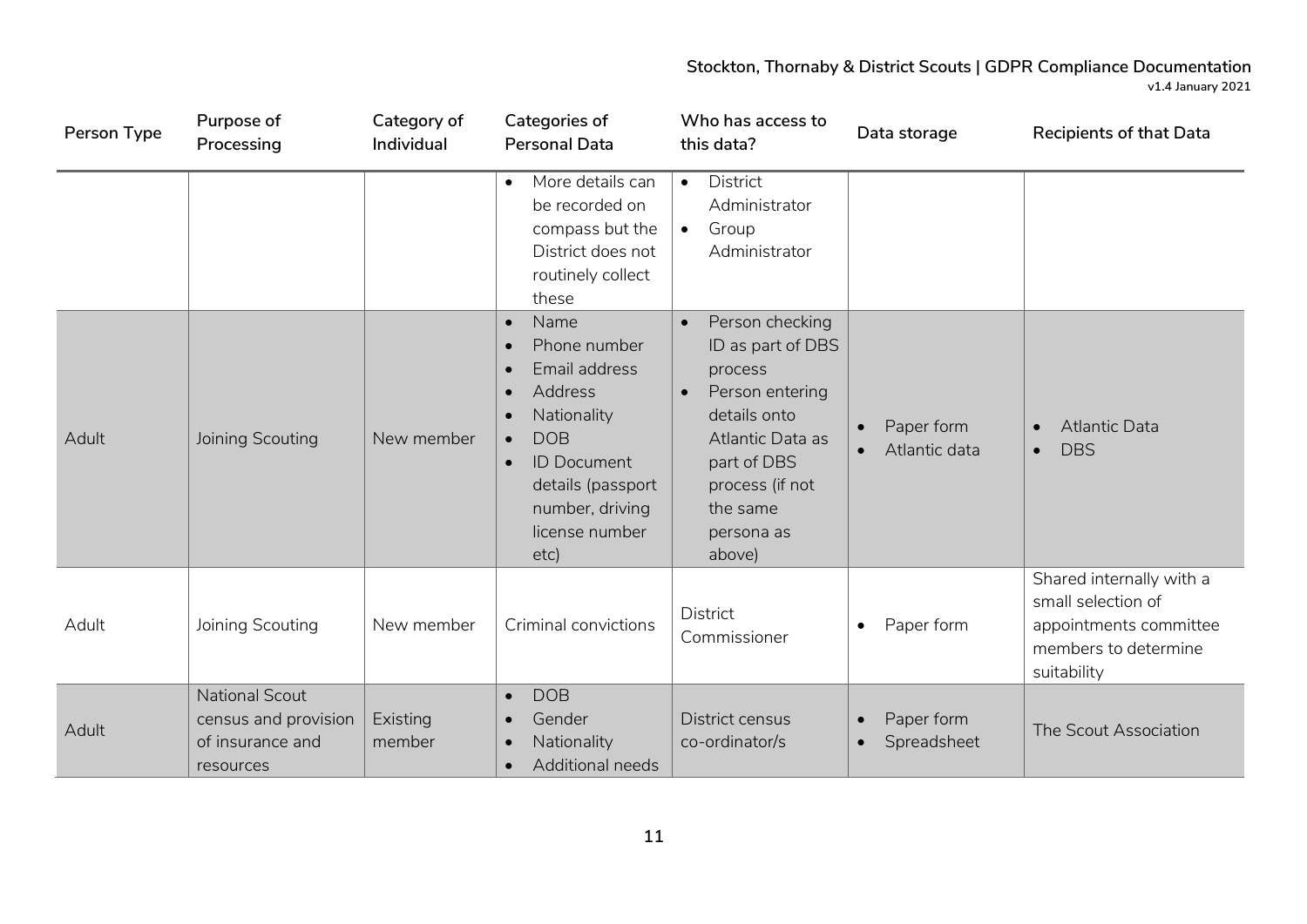| Person Type | Purpose of Processing | Category of Individual | Categories of Personal Data | Who has access to this data? | Data storage | Recipients of that Data |
|---|---|---|---|---|---|---|
| | | | • More details can be recorded on compass but the District does not routinely collect these | • District Administrator<br>• Group Administrator | | |
| Adult | Joining Scouting | New member | • Name<br>• Phone number<br>• Email address<br>• Address<br>• Nationality<br>• DOB<br>• ID Document details (passport number, driving license number etc) | • Person checking ID as part of DBS process<br>• Person entering details onto Atlantic Data as part of DBS process (if not the same persona as above) | • Paper form<br>• Atlantic data | • Atlantic Data<br>• DBS |
| Adult | Joining Scouting | New member | Criminal convictions | District Commissioner | • Paper form | Shared internally with a small selection of appointments committee members to determine suitability |
| Adult | National Scout census and provision of insurance and resources | Existing member | • DOB<br>• Gender<br>• Nationality<br>• Additional needs | District census co-ordinator/s | • Paper form<br>• Spreadsheet | The Scout Association |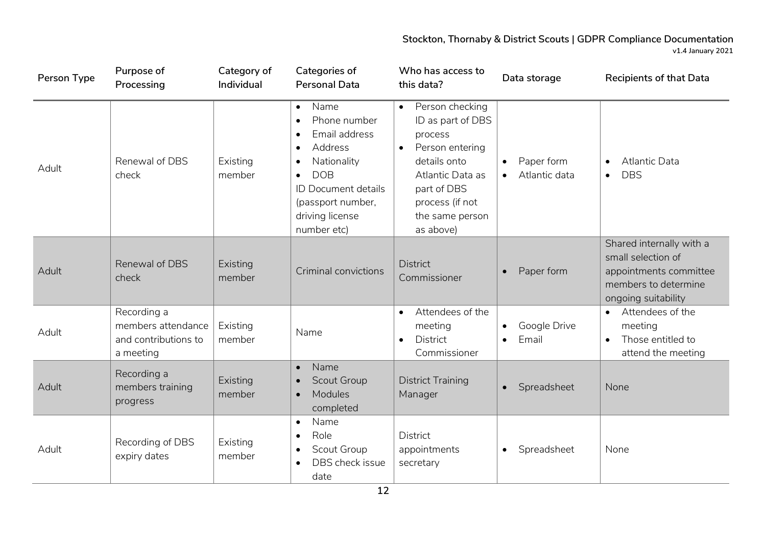| Person Type | Purpose of Processing | Category of Individual | Categories of Personal Data | Who has access to this data? | Data storage | Recipients of that Data |
|---|---|---|---|---|---|---|
| Adult | Renewal of DBS check | Existing member | • Name<br>• Phone number<br>• Email address<br>• Address<br>• Nationality<br>• DOB<br>ID Document details (passport number, driving license number etc) | • Person checking ID as part of DBS process<br>• Person entering details onto Atlantic Data as part of DBS process (if not the same person as above) | • Paper form<br>• Atlantic data | • Atlantic Data<br>• DBS |
| Adult | Renewal of DBS check | Existing member | Criminal convictions | District Commissioner | • Paper form | Shared internally with a small selection of appointments committee members to determine ongoing suitability |
| Adult | Recording a members attendance and contributions to a meeting | Existing member | Name | • Attendees of the meeting<br>• District Commissioner | • Google Drive<br>• Email | • Attendees of the meeting<br>• Those entitled to attend the meeting |
| Adult | Recording a members training progress | Existing member | • Name<br>• Scout Group<br>• Modules completed | District Training Manager | • Spreadsheet | None |
| Adult | Recording of DBS expiry dates | Existing member | • Name<br>• Role<br>• Scout Group<br>• DBS check issue date | District appointments secretary | • Spreadsheet | None |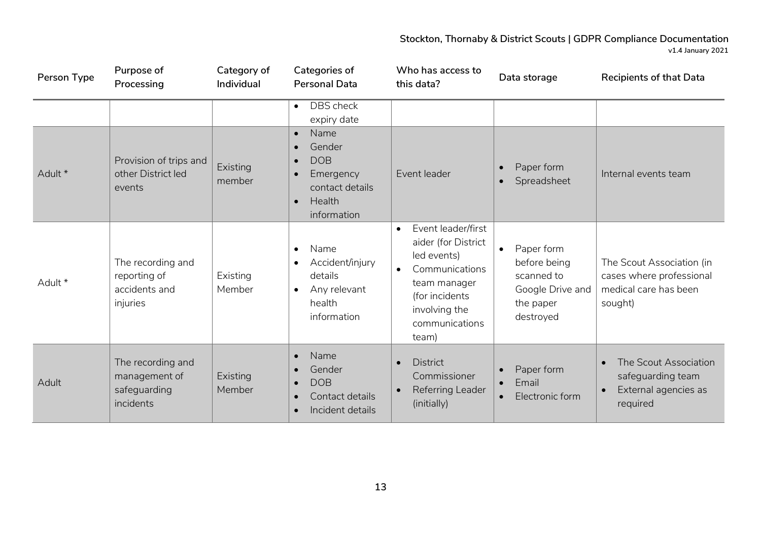| Person Type | Purpose of Processing | Category of Individual | Categories of Personal Data | Who has access to this data? | Data storage | Recipients of that Data |
|---|---|---|---|---|---|---|
| | | | • DBS check expiry date | | | |
| Adult * | Provision of trips and other District led events | Existing member | • Name<br>• Gender<br>• DOB<br>• Emergency contact details<br>• Health information | Event leader | • Paper form<br>• Spreadsheet | Internal events team |
| Adult * | The recording and reporting of accidents and injuries | Existing Member | • Name<br>• Accident/injury details<br>• Any relevant health information | • Event leader/first aider (for District led events)<br>• Communications team manager (for incidents involving the communications team) | • Paper form before being scanned to Google Drive and the paper destroyed | The Scout Association (in cases where professional medical care has been sought) |
| Adult | The recording and management of safeguarding incidents | Existing Member | • Name<br>• Gender<br>• DOB<br>• Contact details<br>• Incident details | • District Commissioner<br>• Referring Leader (initially) | • Paper form<br>• Email<br>• Electronic form | • The Scout Association safeguarding team<br>• External agencies as required |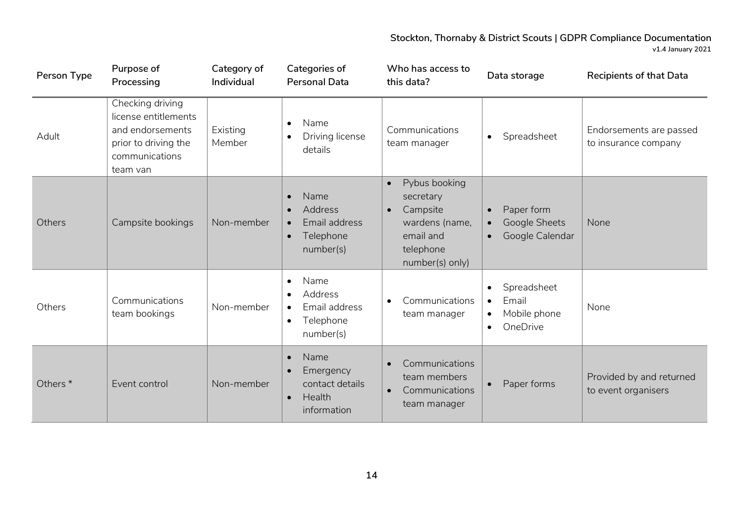| Person Type | Purpose of Processing | Category of Individual | Categories of Personal Data | Who has access to this data? | Data storage | Recipients of that Data |
|---|---|---|---|---|---|---|
| Adult | Checking driving license entitlements and endorsements prior to driving the communications team van | Existing Member | • Name<br>• Driving license details | Communications team manager | • Spreadsheet | Endorsements are passed to insurance company |
| Others | Campsite bookings | Non-member | • Name<br>• Address<br>• Email address<br>• Telephone number(s) | • Pybus booking secretary<br>• Campsite wardens (name, email and telephone number(s) only) | • Paper form<br>• Google Sheets<br>• Google Calendar | None |
| Others | Communications team bookings | Non-member | • Name<br>• Address<br>• Email address<br>• Telephone number(s) | • Communications team manager | • Spreadsheet<br>• Email<br>• Mobile phone<br>• OneDrive | None |
| Others * | Event control | Non-member | • Name<br>• Emergency contact details<br>• Health information | • Communications team members<br>• Communications team manager | • Paper forms | Provided by and returned to event organisers |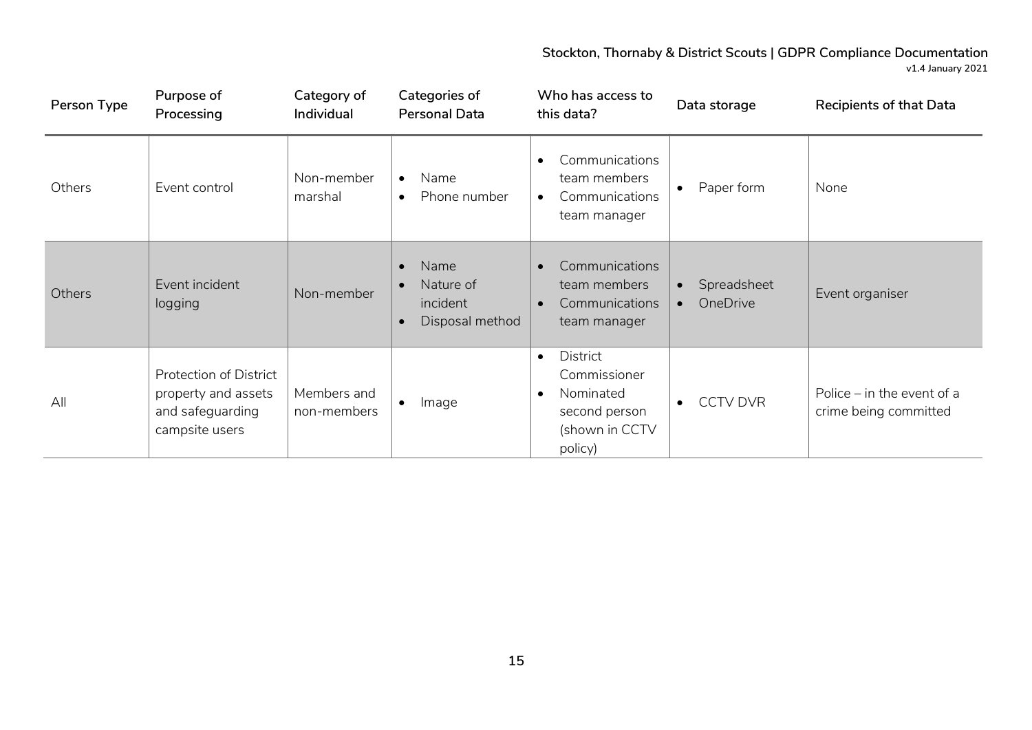| Person Type | Purpose of Processing | Category of Individual | Categories of Personal Data | Who has access to this data? | Data storage | Recipients of that Data |
|---|---|---|---|---|---|---|
| Others | Event control | Non-member marshal | • Name<br>• Phone number | • Communications team members<br>• Communications team manager | • Paper form | None |
| Others | Event incident logging | Non-member | • Name<br>• Nature of incident<br>• Disposal method | • Communications team members<br>• Communications team manager | • Spreadsheet<br>• OneDrive | Event organiser |
| All | Protection of District property and assets and safeguarding campsite users | Members and non-members | • Image | • District Commissioner<br>• Nominated second person (shown in CCTV policy) | • CCTV DVR | Police – in the event of a crime being committed |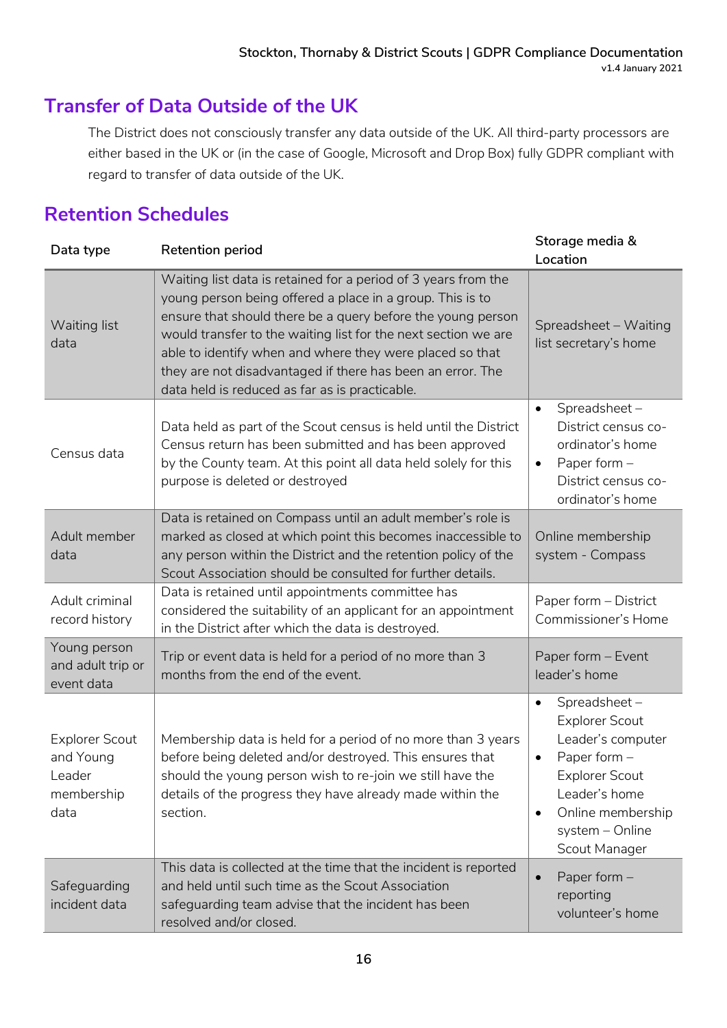## Transfer of Data Outside of the UK

The District does not consciously transfer any data outside of the UK. All third-party processors are either based in the UK or (in the case of Google, Microsoft and Drop Box) fully GDPR compliant with regard to transfer of data outside of the UK.

## Retention Schedules

| Data type | Retention period | Storage media & Location |
|---|---|---|
| Waiting list data | Waiting list data is retained for a period of 3 years from the young person being offered a place in a group. This is to ensure that should there be a query before the young person would transfer to the waiting list for the next section we are able to identify when and where they were placed so that they are not disadvantaged if there has been an error. The data held is reduced as far as is practicable. | Spreadsheet – Waiting list secretary's home |
| Census data | Data held as part of the Scout census is held until the District Census return has been submitted and has been approved by the County team. At this point all data held solely for this purpose is deleted or destroyed | • Spreadsheet – District census co-ordinator's home<br>• Paper form – District census co-ordinator's home |
| Adult member data | Data is retained on Compass until an adult member's role is marked as closed at which point this becomes inaccessible to any person within the District and the retention policy of the Scout Association should be consulted for further details. | Online membership system - Compass |
| Adult criminal record history | Data is retained until appointments committee has considered the suitability of an applicant for an appointment in the District after which the data is destroyed. | Paper form – District Commissioner's Home |
| Young person and adult trip or event data | Trip or event data is held for a period of no more than 3 months from the end of the event. | Paper form – Event leader's home |
| Explorer Scout and Young Leader membership data | Membership data is held for a period of no more than 3 years before being deleted and/or destroyed. This ensures that should the young person wish to re-join we still have the details of the progress they have already made within the section. | • Spreadsheet – Explorer Scout Leader's computer<br>• Paper form – Explorer Scout Leader's home<br>• Online membership system – Online Scout Manager |
| Safeguarding incident data | This data is collected at the time that the incident is reported and held until such time as the Scout Association safeguarding team advise that the incident has been resolved and/or closed. | • Paper form – reporting volunteer's home |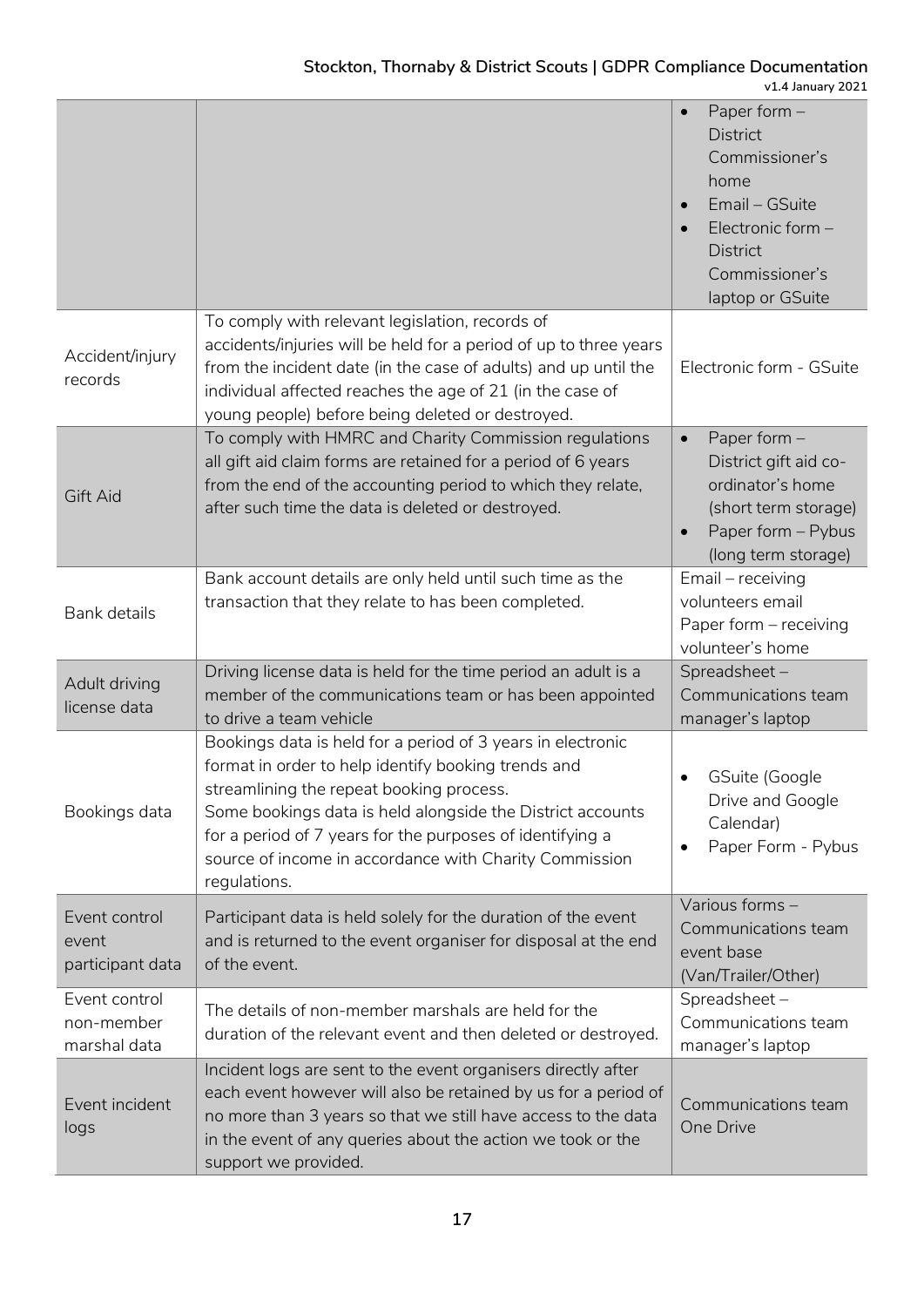| | | |
|---|---|---|
| | | • Paper form – District Commissioner's home<br>• Email – GSuite<br>• Electronic form – District Commissioner's laptop or GSuite |
| Accident/injury records | To comply with relevant legislation, records of accidents/injuries will be held for a period of up to three years from the incident date (in the case of adults) and up until the individual affected reaches the age of 21 (in the case of young people) before being deleted or destroyed. | Electronic form - GSuite |
| Gift Aid | To comply with HMRC and Charity Commission regulations all gift aid claim forms are retained for a period of 6 years from the end of the accounting period to which they relate, after such time the data is deleted or destroyed. | • Paper form – District gift aid co-ordinator's home (short term storage)<br>• Paper form – Pybus (long term storage) |
| Bank details | Bank account details are only held until such time as the transaction that they relate to has been completed. | Email – receiving volunteers email<br>Paper form – receiving volunteer's home |
| Adult driving license data | Driving license data is held for the time period an adult is a member of the communications team or has been appointed to drive a team vehicle | Spreadsheet – Communications team manager's laptop |
| Bookings data | Bookings data is held for a period of 3 years in electronic format in order to help identify booking trends and streamlining the repeat booking process.<br>Some bookings data is held alongside the District accounts for a period of 7 years for the purposes of identifying a source of income in accordance with Charity Commission regulations. | • GSuite (Google Drive and Google Calendar)<br>• Paper Form - Pybus |
| Event control event participant data | Participant data is held solely for the duration of the event and is returned to the event organiser for disposal at the end of the event. | Various forms – Communications team event base (Van/Trailer/Other) |
| Event control non-member marshal data | The details of non-member marshals are held for the duration of the relevant event and then deleted or destroyed. | Spreadsheet – Communications team manager's laptop |
| Event incident logs | Incident logs are sent to the event organisers directly after each event however will also be retained by us for a period of no more than 3 years so that we still have access to the data in the event of any queries about the action we took or the support we provided. | Communications team One Drive |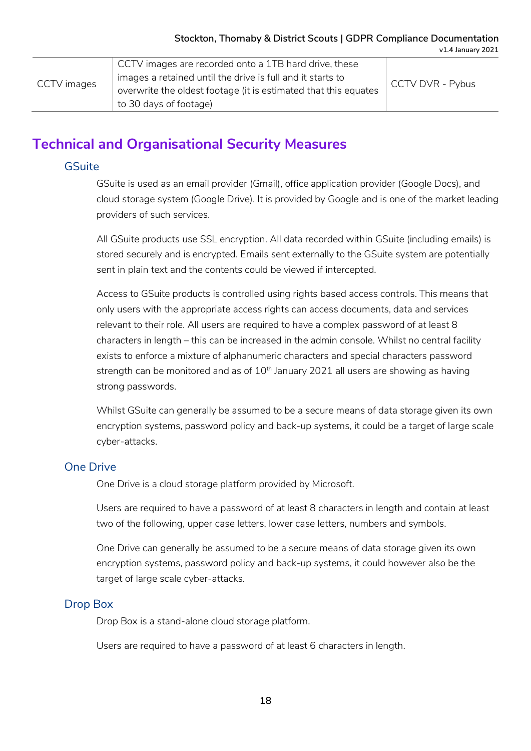| CCTV images | CCTV images are recorded onto a 1TB hard drive, these images a retained until the drive is full and it starts to overwrite the oldest footage (it is estimated that this equates to 30 days of footage) | CCTV DVR - Pybus |
|---|---|---|

## Technical and Organisational Security Measures

### GSuite

GSuite is used as an email provider (Gmail), office application provider (Google Docs), and cloud storage system (Google Drive). It is provided by Google and is one of the market leading providers of such services.

All GSuite products use SSL encryption. All data recorded within GSuite (including emails) is stored securely and is encrypted. Emails sent externally to the GSuite system are potentially sent in plain text and the contents could be viewed if intercepted.

Access to GSuite products is controlled using rights based access controls. This means that only users with the appropriate access rights can access documents, data and services relevant to their role. All users are required to have a complex password of at least 8 characters in length – this can be increased in the admin console. Whilst no central facility exists to enforce a mixture of alphanumeric characters and special characters password strength can be monitored and as of 10th January 2021 all users are showing as having strong passwords.

Whilst GSuite can generally be assumed to be a secure means of data storage given its own encryption systems, password policy and back-up systems, it could be a target of large scale cyber-attacks.

### One Drive

One Drive is a cloud storage platform provided by Microsoft.

Users are required to have a password of at least 8 characters in length and contain at least two of the following, upper case letters, lower case letters, numbers and symbols.

One Drive can generally be assumed to be a secure means of data storage given its own encryption systems, password policy and back-up systems, it could however also be the target of large scale cyber-attacks.

### Drop Box

Drop Box is a stand-alone cloud storage platform.

Users are required to have a password of at least 6 characters in length.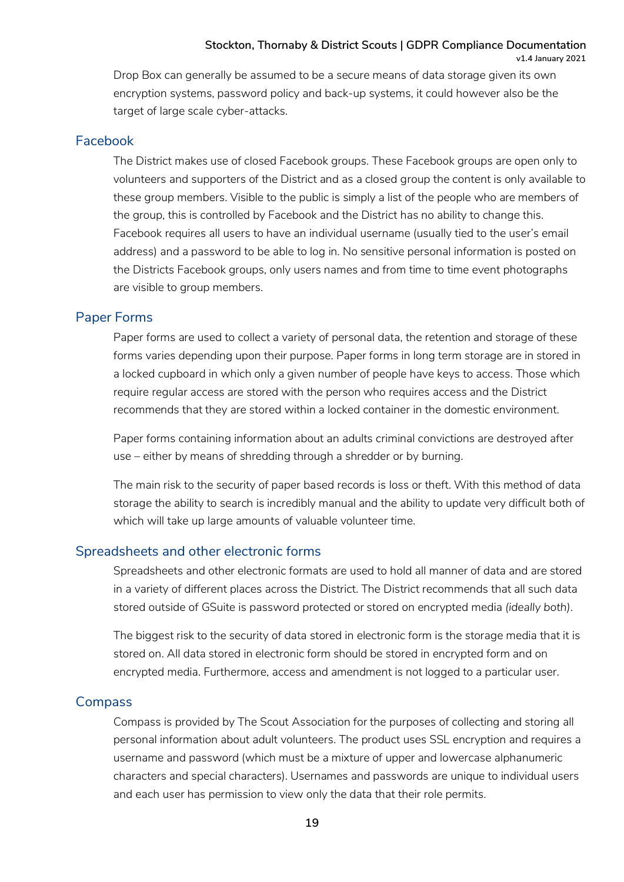Drop Box can generally be assumed to be a secure means of data storage given its own encryption systems, password policy and back-up systems, it could however also be the target of large scale cyber-attacks.

## Facebook

The District makes use of closed Facebook groups. These Facebook groups are open only to volunteers and supporters of the District and as a closed group the content is only available to these group members. Visible to the public is simply a list of the people who are members of the group, this is controlled by Facebook and the District has no ability to change this. Facebook requires all users to have an individual username (usually tied to the user's email address) and a password to be able to log in. No sensitive personal information is posted on the Districts Facebook groups, only users names and from time to time event photographs are visible to group members.

## Paper Forms

Paper forms are used to collect a variety of personal data, the retention and storage of these forms varies depending upon their purpose. Paper forms in long term storage are in stored in a locked cupboard in which only a given number of people have keys to access. Those which require regular access are stored with the person who requires access and the District recommends that they are stored within a locked container in the domestic environment.

Paper forms containing information about an adults criminal convictions are destroyed after use – either by means of shredding through a shredder or by burning.

The main risk to the security of paper based records is loss or theft. With this method of data storage the ability to search is incredibly manual and the ability to update very difficult both of which will take up large amounts of valuable volunteer time.

## Spreadsheets and other electronic forms

Spreadsheets and other electronic formats are used to hold all manner of data and are stored in a variety of different places across the District. The District recommends that all such data stored outside of GSuite is password protected or stored on encrypted media *(ideally both)*.

The biggest risk to the security of data stored in electronic form is the storage media that it is stored on. All data stored in electronic form should be stored in encrypted form and on encrypted media. Furthermore, access and amendment is not logged to a particular user.

## Compass

Compass is provided by The Scout Association for the purposes of collecting and storing all personal information about adult volunteers. The product uses SSL encryption and requires a username and password (which must be a mixture of upper and lowercase alphanumeric characters and special characters). Usernames and passwords are unique to individual users and each user has permission to view only the data that their role permits.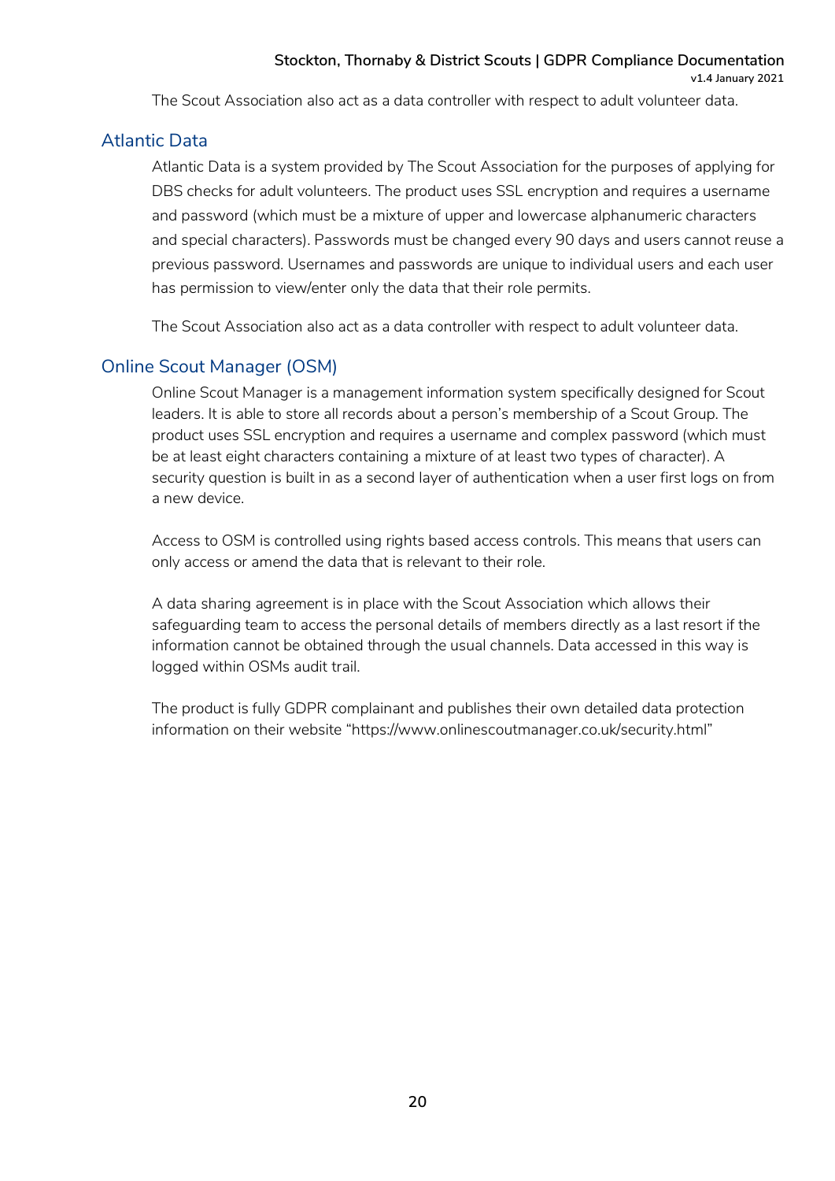The Scout Association also act as a data controller with respect to adult volunteer data.

## Atlantic Data

Atlantic Data is a system provided by The Scout Association for the purposes of applying for DBS checks for adult volunteers. The product uses SSL encryption and requires a username and password (which must be a mixture of upper and lowercase alphanumeric characters and special characters). Passwords must be changed every 90 days and users cannot reuse a previous password. Usernames and passwords are unique to individual users and each user has permission to view/enter only the data that their role permits.

The Scout Association also act as a data controller with respect to adult volunteer data.

## Online Scout Manager (OSM)

Online Scout Manager is a management information system specifically designed for Scout leaders. It is able to store all records about a person's membership of a Scout Group. The product uses SSL encryption and requires a username and complex password (which must be at least eight characters containing a mixture of at least two types of character). A security question is built in as a second layer of authentication when a user first logs on from a new device.

Access to OSM is controlled using rights based access controls. This means that users can only access or amend the data that is relevant to their role.

A data sharing agreement is in place with the Scout Association which allows their safeguarding team to access the personal details of members directly as a last resort if the information cannot be obtained through the usual channels. Data accessed in this way is logged within OSMs audit trail.

The product is fully GDPR complainant and publishes their own detailed data protection information on their website "https://www.onlinescoutmanager.co.uk/security.html"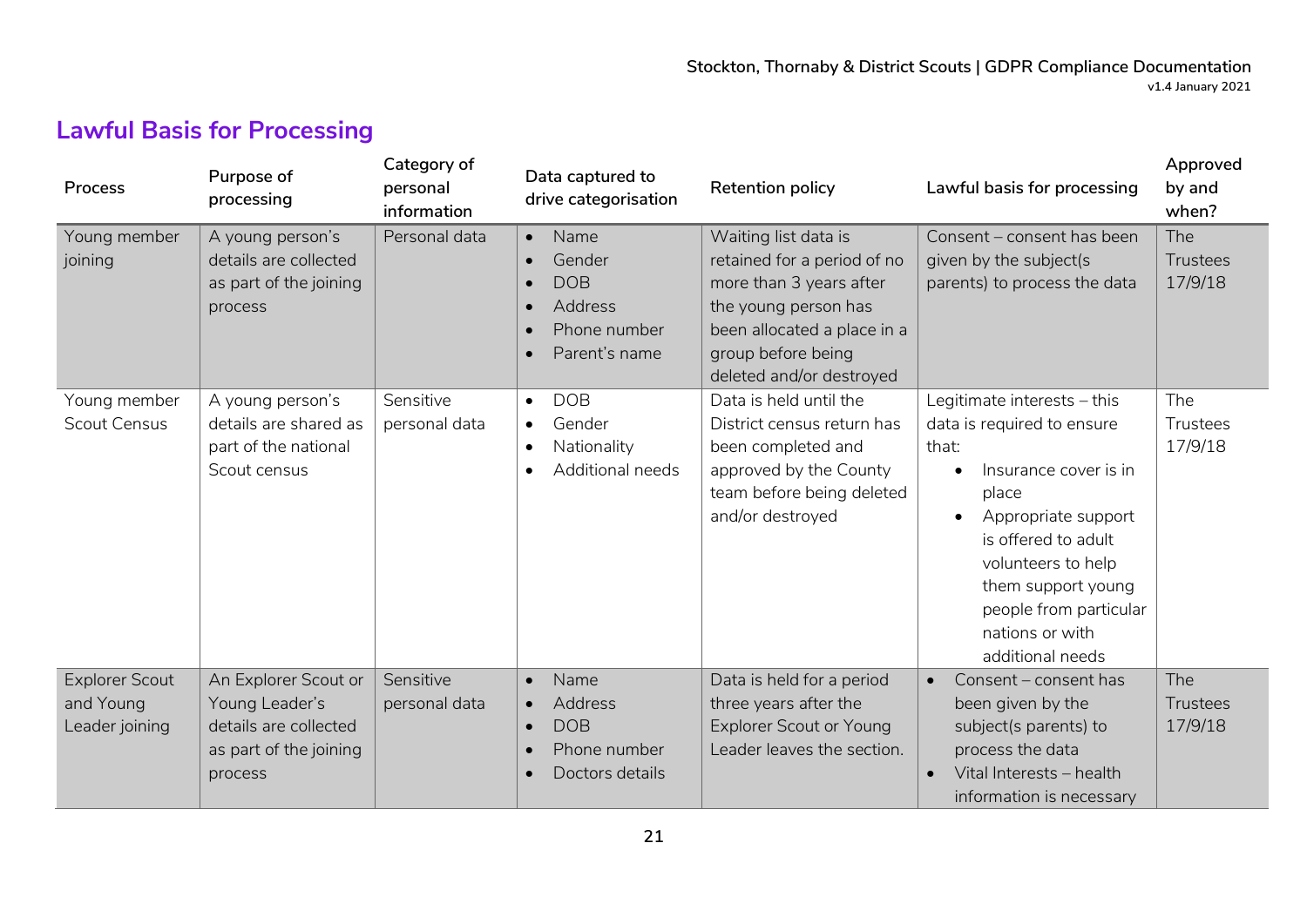## Lawful Basis for Processing

| Process | Purpose of processing | Category of personal information | Data captured to drive categorisation | Retention policy | Lawful basis for processing | Approved by and when? |
|---|---|---|---|---|---|---|
| Young member joining | A young person's details are collected as part of the joining process | Personal data | • Name<br>• Gender<br>• DOB<br>• Address<br>• Phone number<br>• Parent's name | Waiting list data is retained for a period of no more than 3 years after the young person has been allocated a place in a group before being deleted and/or destroyed | Consent – consent has been given by the subject(s parents) to process the data | The Trustees 17/9/18 |
| Young member Scout Census | A young person's details are shared as part of the national Scout census | Sensitive personal data | • DOB<br>• Gender<br>• Nationality<br>• Additional needs | Data is held until the District census return has been completed and approved by the County team before being deleted and/or destroyed | Legitimate interests – this data is required to ensure that:<br>• Insurance cover is in place<br>• Appropriate support is offered to adult volunteers to help them support young people from particular nations or with additional needs | The Trustees 17/9/18 |
| Explorer Scout and Young Leader joining | An Explorer Scout or Young Leader's details are collected as part of the joining process | Sensitive personal data | • Name<br>• Address<br>• DOB<br>• Phone number<br>• Doctors details | Data is held for a period three years after the Explorer Scout or Young Leader leaves the section. | • Consent – consent has been given by the subject(s parents) to process the data<br>• Vital Interests – health information is necessary | The Trustees 17/9/18 |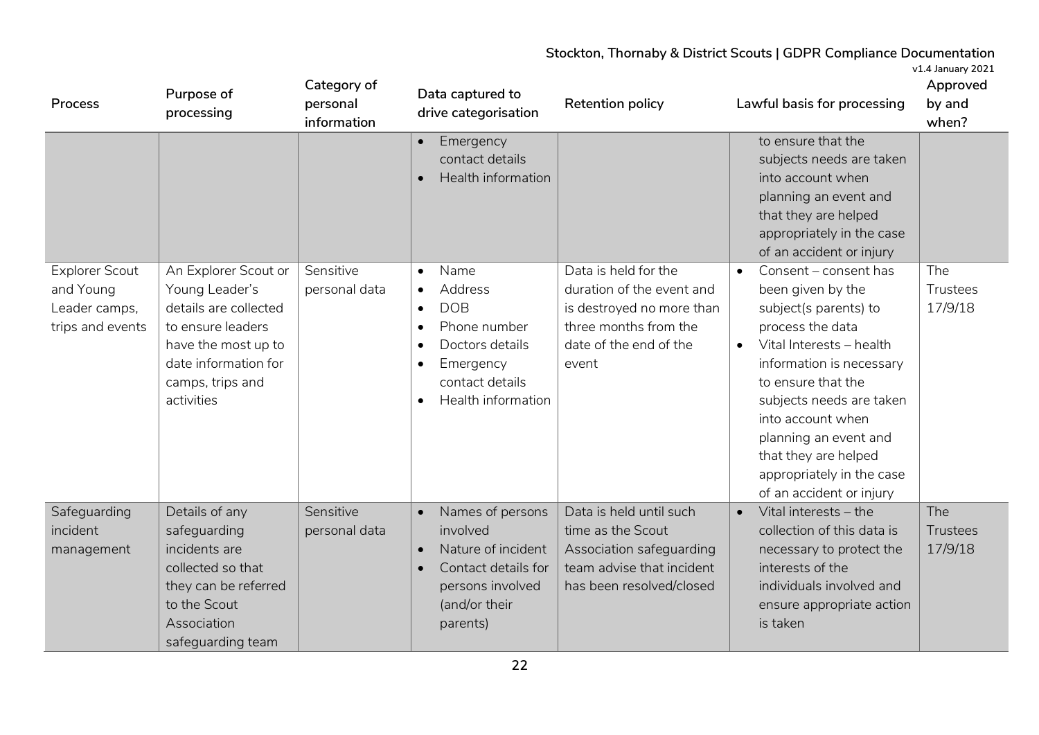| Process | Purpose of processing | Category of personal information | Data captured to drive categorisation | Retention policy | Lawful basis for processing | Approved by and when? |
|---|---|---|---|---|---|---|
| | | | • Emergency contact details<br>• Health information | | to ensure that the subjects needs are taken into account when planning an event and that they are helped appropriately in the case of an accident or injury | |
| Explorer Scout and Young Leader camps, trips and events | An Explorer Scout or Young Leader's details are collected to ensure leaders have the most up to date information for camps, trips and activities | Sensitive personal data | • Name<br>• Address<br>• DOB<br>• Phone number<br>• Doctors details<br>• Emergency contact details<br>• Health information | Data is held for the duration of the event and is destroyed no more than three months from the date of the end of the event | • Consent – consent has been given by the subject(s parents) to process the data<br>• Vital Interests – health information is necessary to ensure that the subjects needs are taken into account when planning an event and that they are helped appropriately in the case of an accident or injury | The Trustees 17/9/18 |
| Safeguarding incident management | Details of any safeguarding incidents are collected so that they can be referred to the Scout Association safeguarding team | Sensitive personal data | • Names of persons involved<br>• Nature of incident<br>• Contact details for persons involved (and/or their parents) | Data is held until such time as the Scout Association safeguarding team advise that incident has been resolved/closed | • Vital interests – the collection of this data is necessary to protect the interests of the individuals involved and ensure appropriate action is taken | The Trustees 17/9/18 |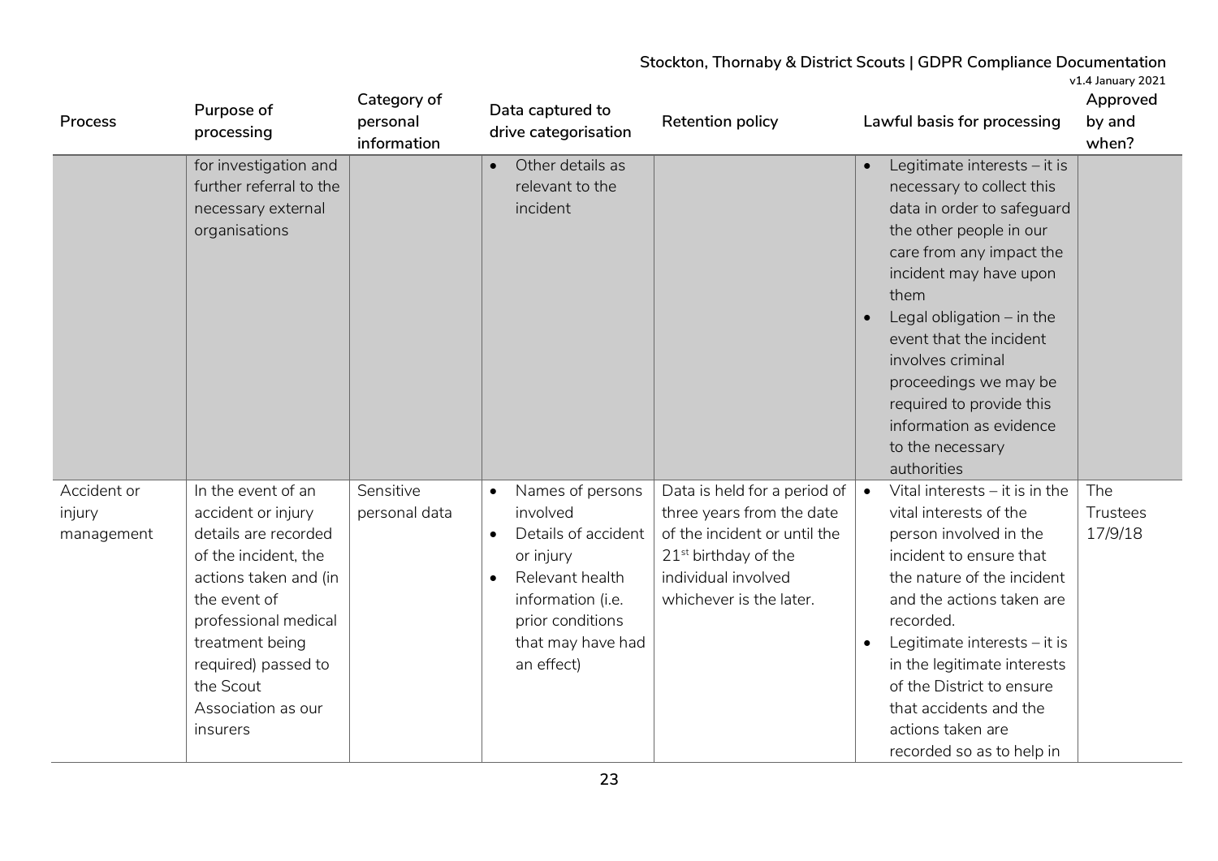| Process | Purpose of processing | Category of personal information | Data captured to drive categorisation | Retention policy | Lawful basis for processing | Approved by and when? |
|---|---|---|---|---|---|---|
| | for investigation and further referral to the necessary external organisations | | • Other details as relevant to the incident | | • Legitimate interests – it is necessary to collect this data in order to safeguard the other people in our care from any impact the incident may have upon them<br>• Legal obligation – in the event that the incident involves criminal proceedings we may be required to provide this information as evidence to the necessary authorities | |
| Accident or injury management | In the event of an accident or injury details are recorded of the incident, the actions taken and (in the event of professional medical treatment being required) passed to the Scout Association as our insurers | Sensitive personal data | • Names of persons involved<br>• Details of accident or injury<br>• Relevant health information (i.e. prior conditions that may have had an effect) | Data is held for a period of three years from the date of the incident or until the 21st birthday of the individual involved whichever is the later. | • Vital interests – it is in the vital interests of the person involved in the incident to ensure that the nature of the incident and the actions taken are recorded.<br>• Legitimate interests – it is in the legitimate interests of the District to ensure that accidents and the actions taken are recorded so as to help in | The Trustees 17/9/18 |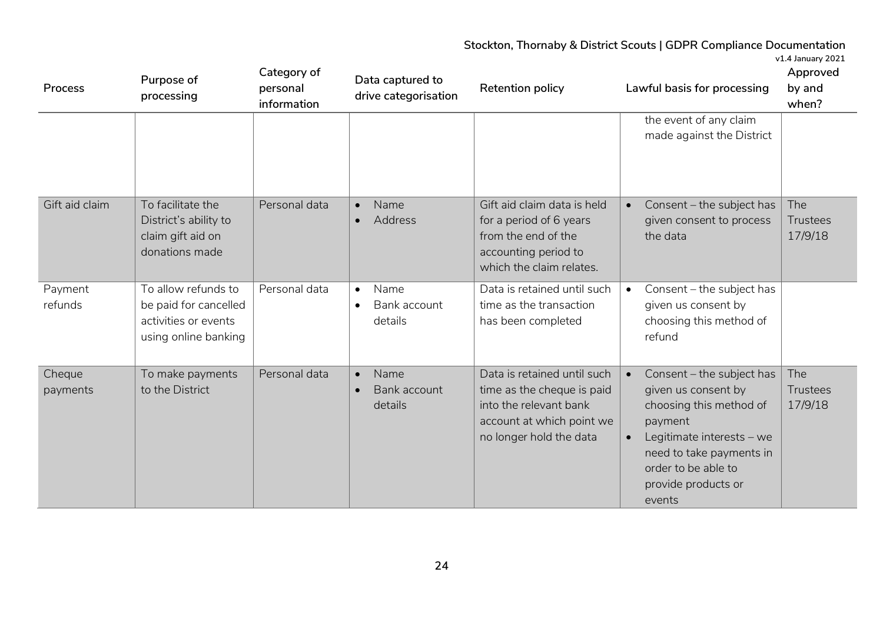| Process | Purpose of processing | Category of personal information | Data captured to drive categorisation | Retention policy | Lawful basis for processing | Approved by and when? |
|---|---|---|---|---|---|---|
| | | | | | the event of any claim made against the District | |
| Gift aid claim | To facilitate the District's ability to claim gift aid on donations made | Personal data | • Name<br>• Address | Gift aid claim data is held for a period of 6 years from the end of the accounting period to which the claim relates. | • Consent – the subject has given consent to process the data | The Trustees 17/9/18 |
| Payment refunds | To allow refunds to be paid for cancelled activities or events using online banking | Personal data | • Name<br>• Bank account details | Data is retained until such time as the transaction has been completed | • Consent – the subject has given us consent by choosing this method of refund | |
| Cheque payments | To make payments to the District | Personal data | • Name<br>• Bank account details | Data is retained until such time as the cheque is paid into the relevant bank account at which point we no longer hold the data | • Consent – the subject has given us consent by choosing this method of payment<br>• Legitimate interests – we need to take payments in order to be able to provide products or events | The Trustees 17/9/18 |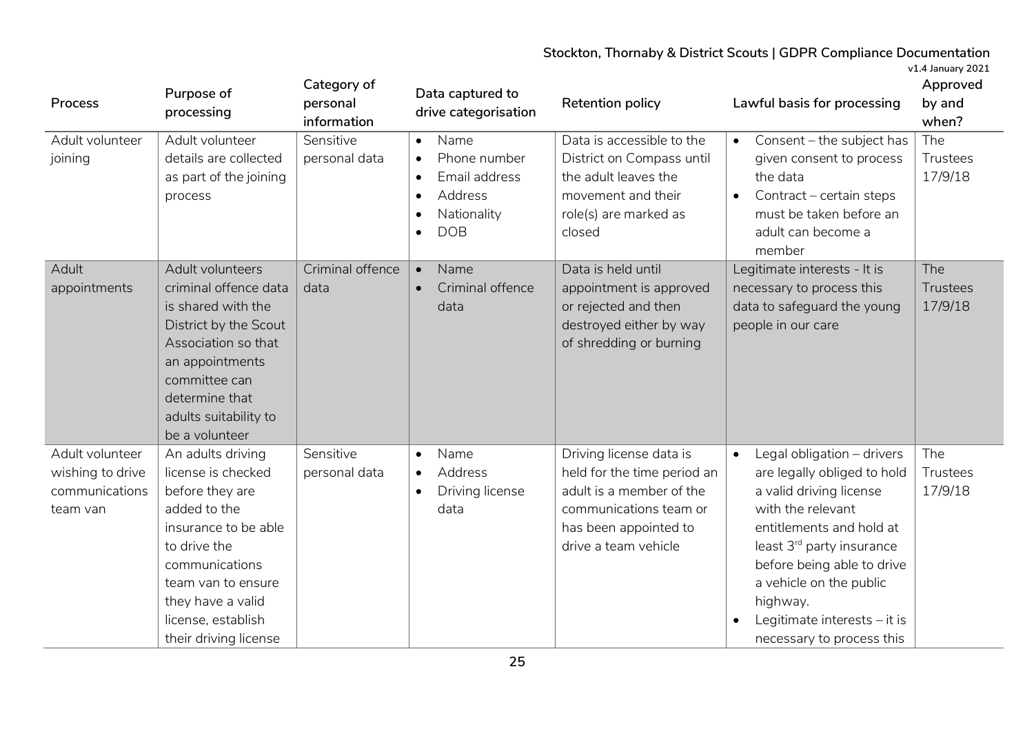| Process | Purpose of processing | Category of personal information | Data captured to drive categorisation | Retention policy | Lawful basis for processing | Approved by and when? |
|---|---|---|---|---|---|---|
| Adult volunteer joining | Adult volunteer details are collected as part of the joining process | Sensitive personal data | • Name<br>• Phone number<br>• Email address<br>• Address<br>• Nationality<br>• DOB | Data is accessible to the District on Compass until the adult leaves the movement and their role(s) are marked as closed | • Consent – the subject has given consent to process the data<br>• Contract – certain steps must be taken before an adult can become a member | The Trustees 17/9/18 |
| Adult appointments | Adult volunteers criminal offence data is shared with the District by the Scout Association so that an appointments committee can determine that adults suitability to be a volunteer | Criminal offence data | • Name<br>• Criminal offence data | Data is held until appointment is approved or rejected and then destroyed either by way of shredding or burning | Legitimate interests - It is necessary to process this data to safeguard the young people in our care | The Trustees 17/9/18 |
| Adult volunteer wishing to drive communications team van | An adults driving license is checked before they are added to the insurance to be able to drive the communications team van to ensure they have a valid license, establish their driving license | Sensitive personal data | • Name<br>• Address<br>• Driving license data | Driving license data is held for the time period an adult is a member of the communications team or has been appointed to drive a team vehicle | • Legal obligation – drivers are legally obliged to hold a valid driving license with the relevant entitlements and hold at least 3rd party insurance before being able to drive a vehicle on the public highway.<br>• Legitimate interests – it is necessary to process this | The Trustees 17/9/18 |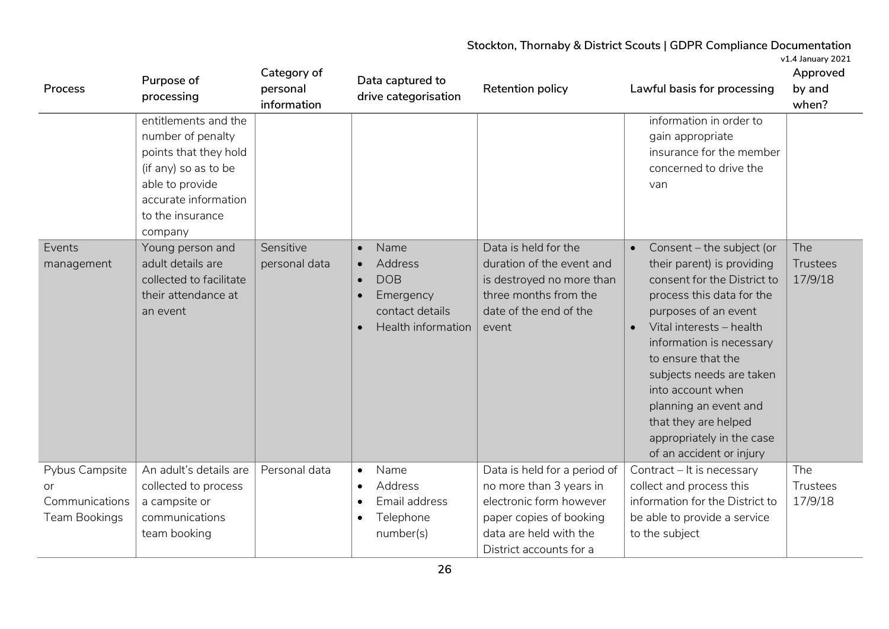| Process | Purpose of processing | Category of personal information | Data captured to drive categorisation | Retention policy | Lawful basis for processing | Approved by and when? |
|---|---|---|---|---|---|---|
| | entitlements and the number of penalty points that they hold (if any) so as to be able to provide accurate information to the insurance company | | | | information in order to gain appropriate insurance for the member concerned to drive the van | |
| Events management | Young person and adult details are collected to facilitate their attendance at an event | Sensitive personal data | • Name<br>• Address<br>• DOB<br>• Emergency contact details<br>• Health information | Data is held for the duration of the event and is destroyed no more than three months from the date of the end of the event | • Consent – the subject (or their parent) is providing consent for the District to process this data for the purposes of an event<br>• Vital interests – health information is necessary to ensure that the subjects needs are taken into account when planning an event and that they are helped appropriately in the case of an accident or injury | The Trustees 17/9/18 |
| Pybus Campsite or Communications Team Bookings | An adult's details are collected to process a campsite or communications team booking | Personal data | • Name<br>• Address<br>• Email address<br>• Telephone number(s) | Data is held for a period of no more than 3 years in electronic form however paper copies of booking data are held with the District accounts for a | Contract – It is necessary collect and process this information for the District to be able to provide a service to the subject | The Trustees 17/9/18 |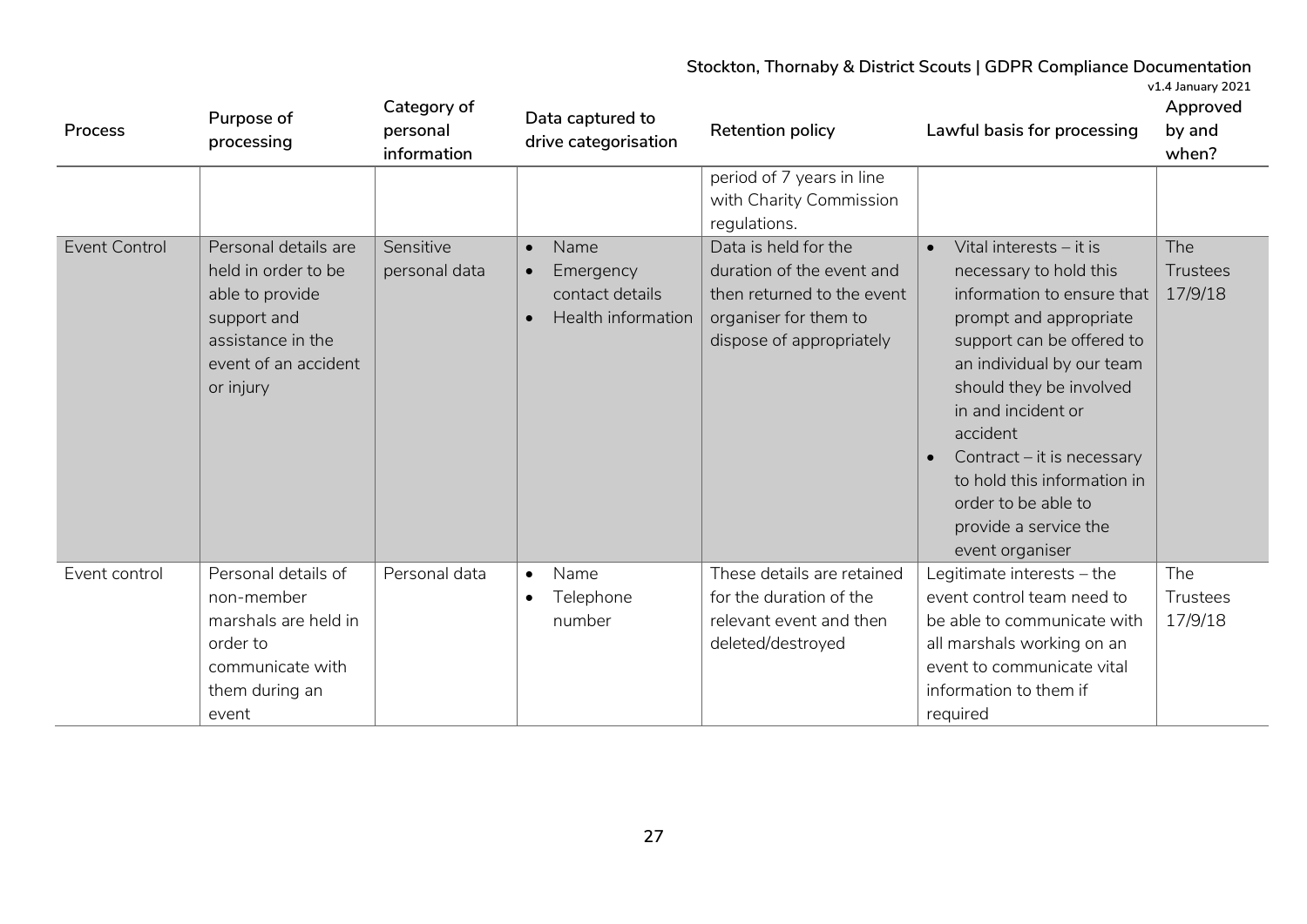| Process | Purpose of processing | Category of personal information | Data captured to drive categorisation | Retention policy | Lawful basis for processing | Approved by and when? |
|---|---|---|---|---|---|---|
| | | | | period of 7 years in line with Charity Commission regulations. | | |
| Event Control | Personal details are held in order to be able to provide support and assistance in the event of an accident or injury | Sensitive personal data | • Name<br>• Emergency contact details<br>• Health information | Data is held for the duration of the event and then returned to the event organiser for them to dispose of appropriately | • Vital interests – it is necessary to hold this information to ensure that prompt and appropriate support can be offered to an individual by our team should they be involved in and incident or accident<br>• Contract – it is necessary to hold this information in order to be able to provide a service the event organiser | The Trustees 17/9/18 |
| Event control | Personal details of non-member marshals are held in order to communicate with them during an event | Personal data | • Name<br>• Telephone number | These details are retained for the duration of the relevant event and then deleted/destroyed | Legitimate interests – the event control team need to be able to communicate with all marshals working on an event to communicate vital information to them if required | The Trustees 17/9/18 |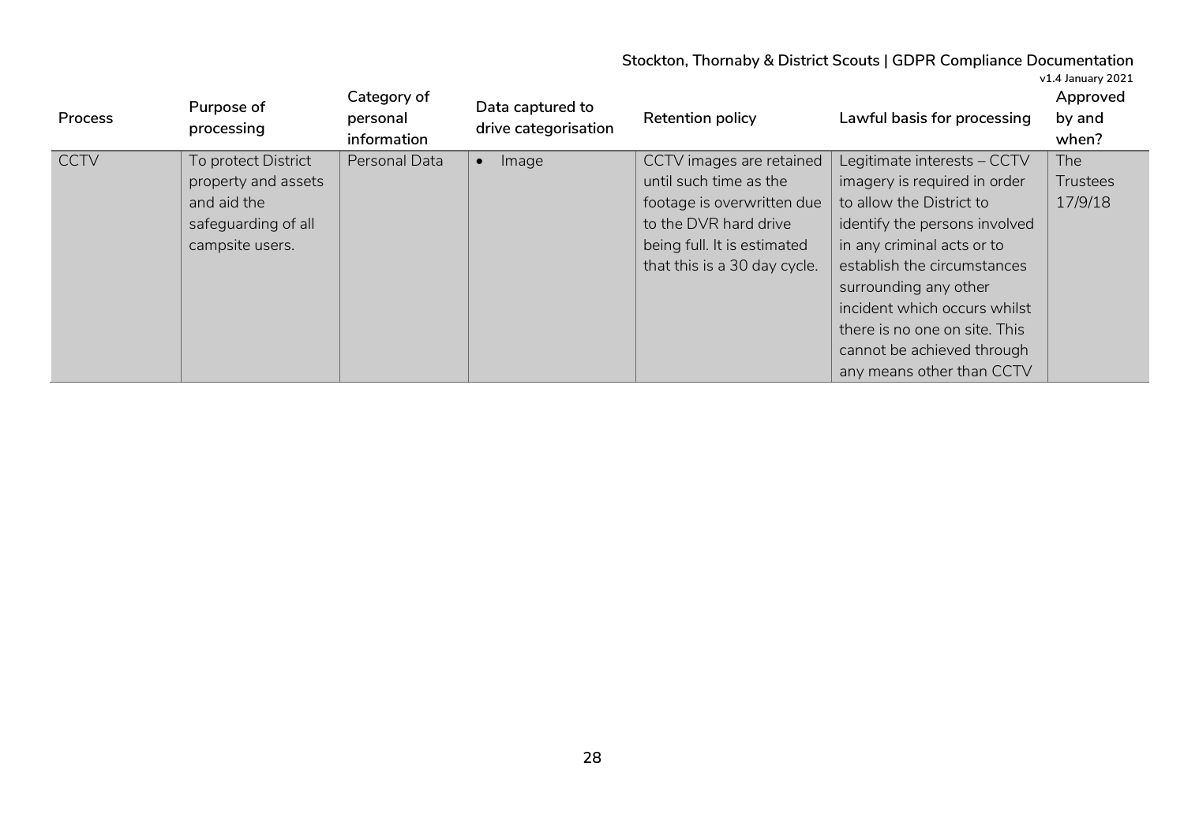| Process | Purpose of processing | Category of personal information | Data captured to drive categorisation | Retention policy | Lawful basis for processing | Approved by and when? |
|---|---|---|---|---|---|---|
| CCTV | To protect District property and assets and aid the safeguarding of all campsite users. | Personal Data | • Image | CCTV images are retained until such time as the footage is overwritten due to the DVR hard drive being full. It is estimated that this is a 30 day cycle. | Legitimate interests – CCTV imagery is required in order to allow the District to identify the persons involved in any criminal acts or to establish the circumstances surrounding any other incident which occurs whilst there is no one on site. This cannot be achieved through any means other than CCTV | The Trustees 17/9/18 |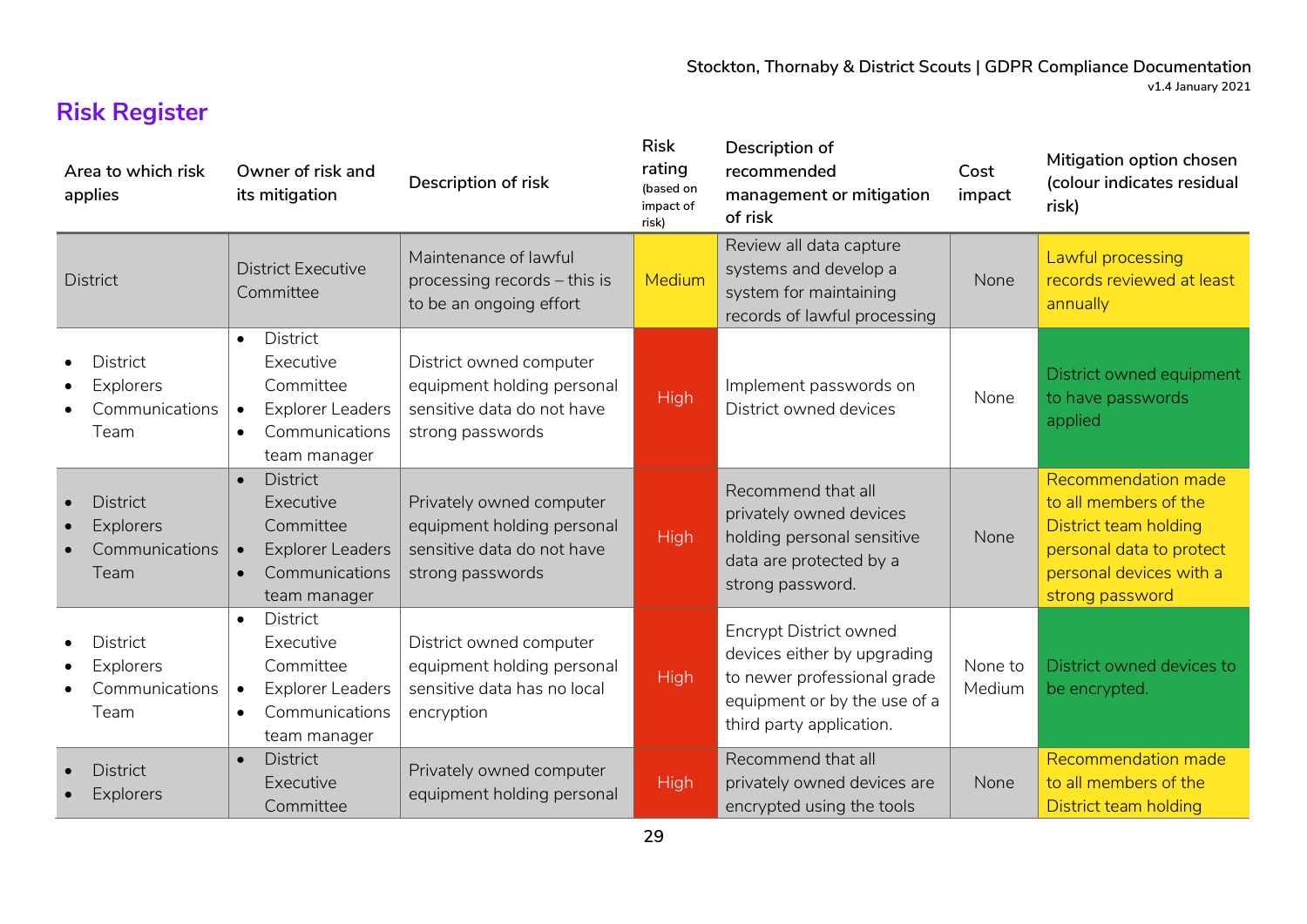## Risk Register

| Area to which risk applies | Owner of risk and its mitigation | Description of risk | Risk rating (based on impact of risk) | Description of recommended management or mitigation of risk | Cost impact | Mitigation option chosen (colour indicates residual risk) |
|---|---|---|---|---|---|---|
| District | District Executive Committee | Maintenance of lawful processing records – this is to be an ongoing effort | Medium | Review all data capture systems and develop a system for maintaining records of lawful processing | None | Lawful processing records reviewed at least annually |
| • District<br>• Explorers<br>• Communications Team | • District Executive Committee<br>• Explorer Leaders<br>• Communications team manager | District owned computer equipment holding personal sensitive data do not have strong passwords | High | Implement passwords on District owned devices | None | District owned equipment to have passwords applied |
| • District<br>• Explorers<br>• Communications Team | • District Executive Committee<br>• Explorer Leaders<br>• Communications team manager | Privately owned computer equipment holding personal sensitive data do not have strong passwords | High | Recommend that all privately owned devices holding personal sensitive data are protected by a strong password. | None | Recommendation made to all members of the District team holding personal data to protect personal devices with a strong password |
| • District<br>• Explorers<br>• Communications Team | • District Executive Committee<br>• Explorer Leaders<br>• Communications team manager | District owned computer equipment holding personal sensitive data has no local encryption | High | Encrypt District owned devices either by upgrading to newer professional grade equipment or by the use of a third party application. | None to Medium | District owned devices to be encrypted. |
| • District<br>• Explorers | • District Executive Committee | Privately owned computer equipment holding personal | High | Recommend that all privately owned devices are encrypted using the tools | None | Recommendation made to all members of the District team holding |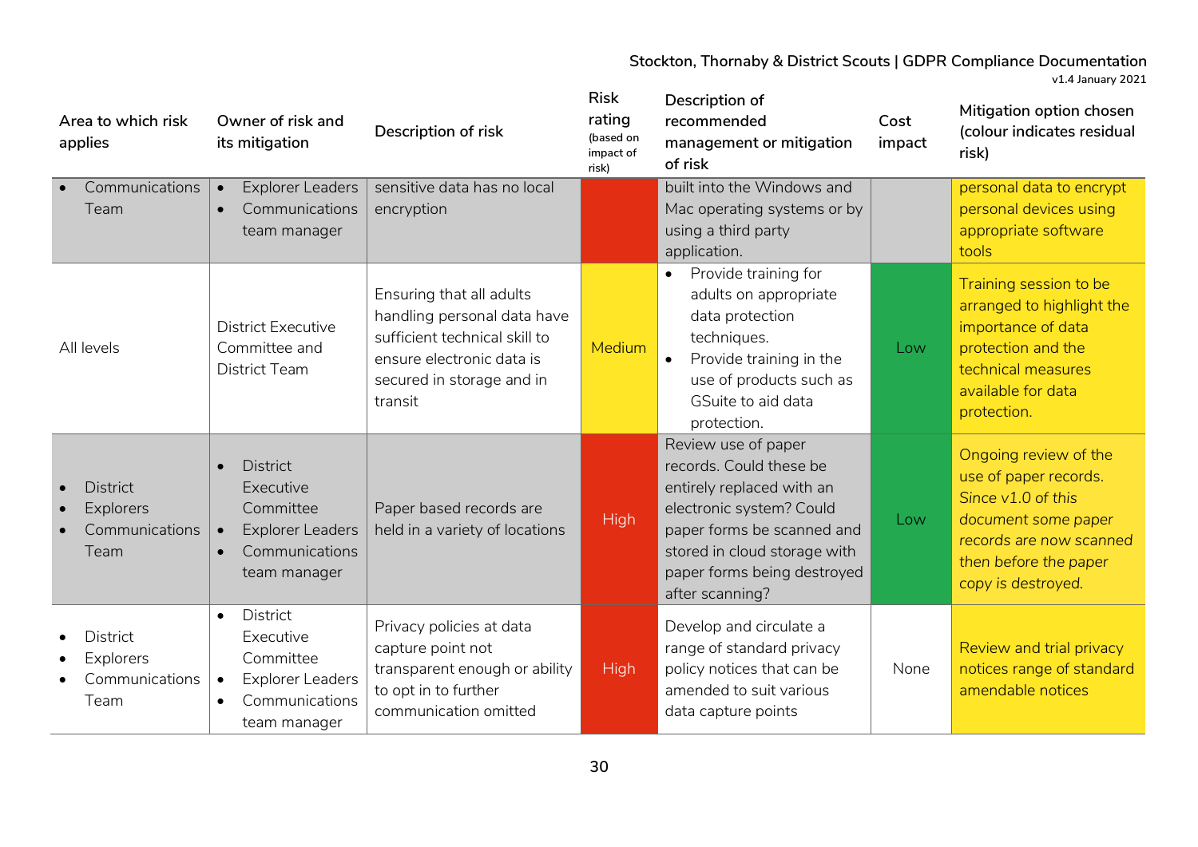| Area to which risk applies | Owner of risk and its mitigation | Description of risk | Risk rating (based on impact of risk) | Description of recommended management or mitigation of risk | Cost impact | Mitigation option chosen (colour indicates residual risk) |
|---|---|---|---|---|---|---|
| • Communications Team | • Explorer Leaders<br>• Communications team manager | sensitive data has no local encryption | | built into the Windows and Mac operating systems or by using a third party application. | | personal data to encrypt personal devices using appropriate software tools |
| All levels | District Executive Committee and District Team | Ensuring that all adults handling personal data have sufficient technical skill to ensure electronic data is secured in storage and in transit | Medium | • Provide training for adults on appropriate data protection techniques.<br>• Provide training in the use of products such as GSuite to aid data protection. | Low | Training session to be arranged to highlight the importance of data protection and the technical measures available for data protection. |
| • District<br>• Explorers<br>• Communications Team | • District Executive Committee<br>• Explorer Leaders<br>• Communications team manager | Paper based records are held in a variety of locations | High | Review use of paper records. Could these be entirely replaced with an electronic system? Could paper forms be scanned and stored in cloud storage with paper forms being destroyed after scanning? | Low | Ongoing review of the use of paper records. *Since v1.0 of this document some paper records are now scanned then before the paper copy is destroyed.* |
| • District<br>• Explorers<br>• Communications Team | • District Executive Committee<br>• Explorer Leaders<br>• Communications team manager | Privacy policies at data capture point not transparent enough or ability to opt in to further communication omitted | High | Develop and circulate a range of standard privacy policy notices that can be amended to suit various data capture points | None | Review and trial privacy notices range of standard amendable notices |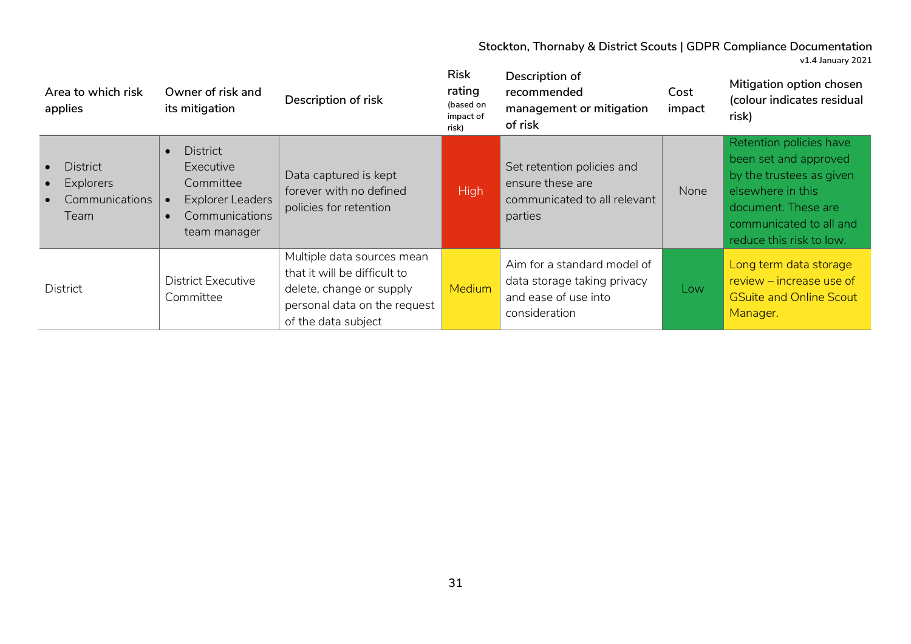| Area to which risk applies | Owner of risk and its mitigation | Description of risk | Risk rating (based on impact of risk) | Description of recommended management or mitigation of risk | Cost impact | Mitigation option chosen (colour indicates residual risk) |
|---|---|---|---|---|---|---|
| • District<br>• Explorers<br>• Communications Team | • District Executive Committee<br>• Explorer Leaders<br>• Communications team manager | Data captured is kept forever with no defined policies for retention | High | Set retention policies and ensure these are communicated to all relevant parties | None | Retention policies have been set and approved by the trustees as given elsewhere in this document. These are communicated to all and reduce this risk to low. |
| District | District Executive Committee | Multiple data sources mean that it will be difficult to delete, change or supply personal data on the request of the data subject | Medium | Aim for a standard model of data storage taking privacy and ease of use into consideration | Low | Long term data storage review – increase use of GSuite and Online Scout Manager. |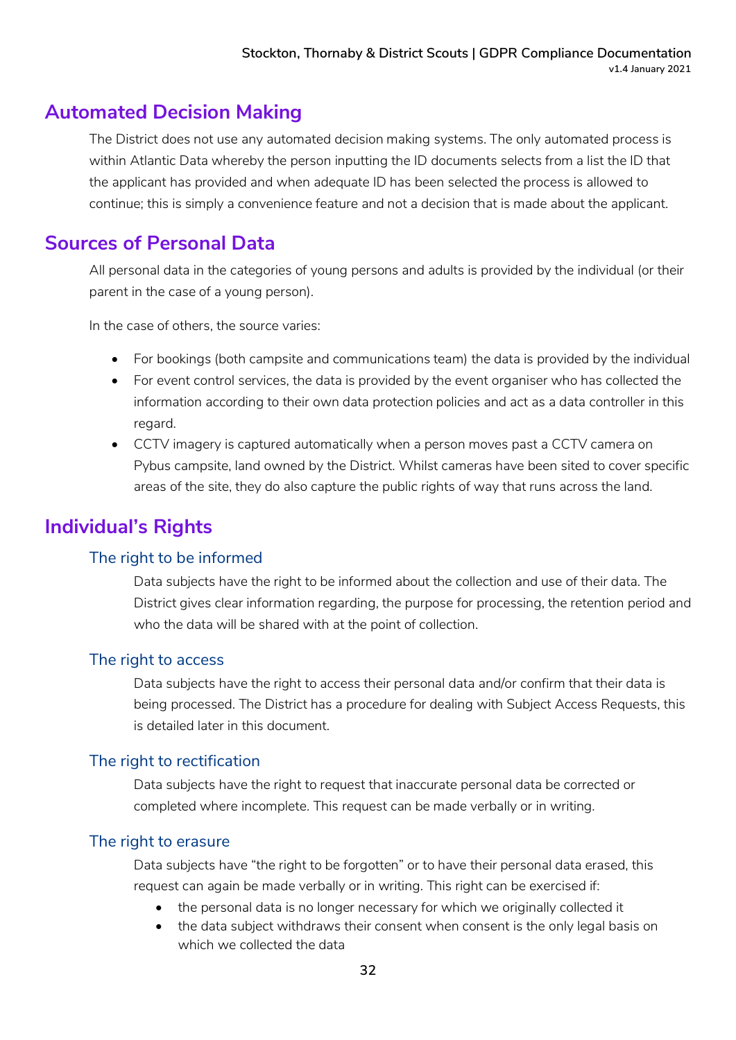## Automated Decision Making

The District does not use any automated decision making systems. The only automated process is within Atlantic Data whereby the person inputting the ID documents selects from a list the ID that the applicant has provided and when adequate ID has been selected the process is allowed to continue; this is simply a convenience feature and not a decision that is made about the applicant.

## Sources of Personal Data

All personal data in the categories of young persons and adults is provided by the individual (or their parent in the case of a young person).

In the case of others, the source varies:

- For bookings (both campsite and communications team) the data is provided by the individual
- For event control services, the data is provided by the event organiser who has collected the information according to their own data protection policies and act as a data controller in this regard.
- CCTV imagery is captured automatically when a person moves past a CCTV camera on Pybus campsite, land owned by the District. Whilst cameras have been sited to cover specific areas of the site, they do also capture the public rights of way that runs across the land.

## Individual's Rights

### The right to be informed

Data subjects have the right to be informed about the collection and use of their data. The District gives clear information regarding, the purpose for processing, the retention period and who the data will be shared with at the point of collection.

### The right to access

Data subjects have the right to access their personal data and/or confirm that their data is being processed. The District has a procedure for dealing with Subject Access Requests, this is detailed later in this document.

### The right to rectification

Data subjects have the right to request that inaccurate personal data be corrected or completed where incomplete. This request can be made verbally or in writing.

### The right to erasure

Data subjects have "the right to be forgotten" or to have their personal data erased, this request can again be made verbally or in writing. This right can be exercised if:

- the personal data is no longer necessary for which we originally collected it
- the data subject withdraws their consent when consent is the only legal basis on which we collected the data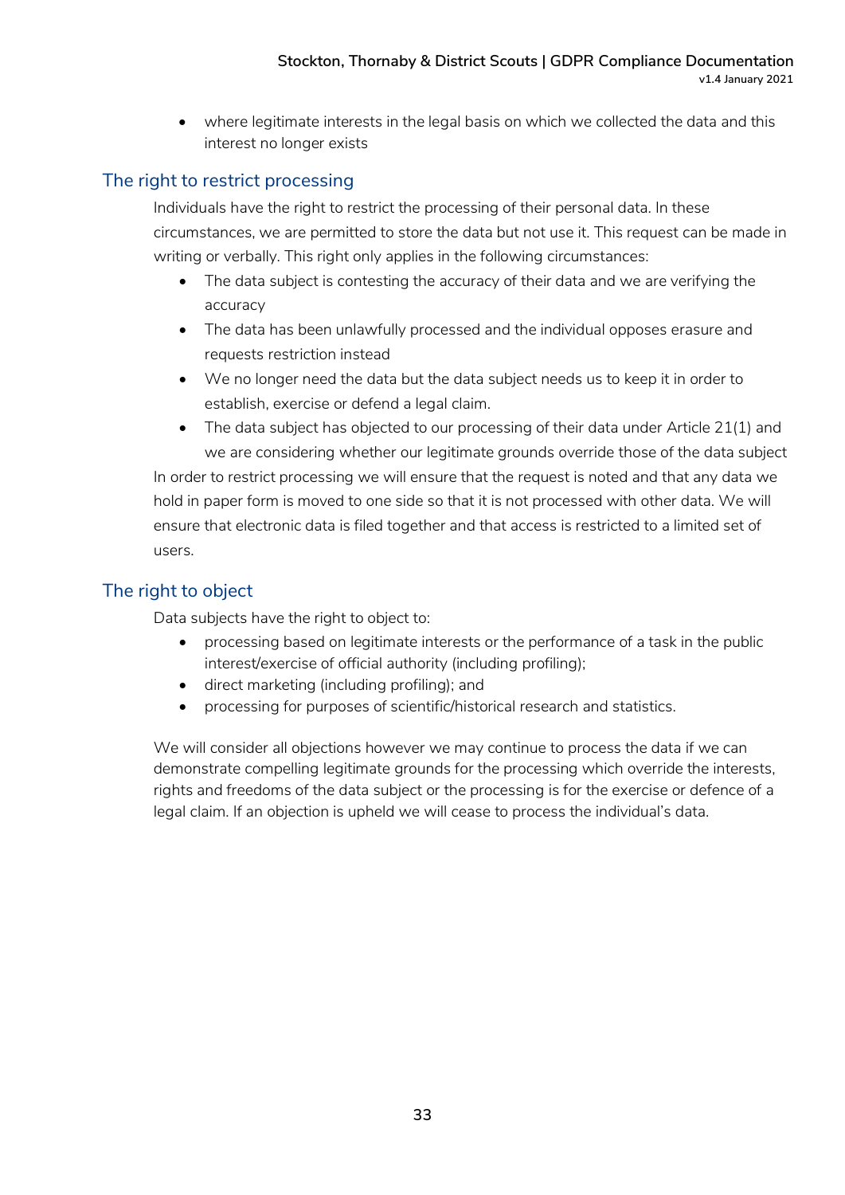- where legitimate interests in the legal basis on which we collected the data and this interest no longer exists

## The right to restrict processing

Individuals have the right to restrict the processing of their personal data. In these circumstances, we are permitted to store the data but not use it. This request can be made in writing or verbally. This right only applies in the following circumstances:

- The data subject is contesting the accuracy of their data and we are verifying the accuracy
- The data has been unlawfully processed and the individual opposes erasure and requests restriction instead
- We no longer need the data but the data subject needs us to keep it in order to establish, exercise or defend a legal claim.
- The data subject has objected to our processing of their data under Article 21(1) and we are considering whether our legitimate grounds override those of the data subject

In order to restrict processing we will ensure that the request is noted and that any data we hold in paper form is moved to one side so that it is not processed with other data. We will ensure that electronic data is filed together and that access is restricted to a limited set of users.

## The right to object

Data subjects have the right to object to:

- processing based on legitimate interests or the performance of a task in the public interest/exercise of official authority (including profiling);
- direct marketing (including profiling); and
- processing for purposes of scientific/historical research and statistics.

We will consider all objections however we may continue to process the data if we can demonstrate compelling legitimate grounds for the processing which override the interests, rights and freedoms of the data subject or the processing is for the exercise or defence of a legal claim. If an objection is upheld we will cease to process the individual's data.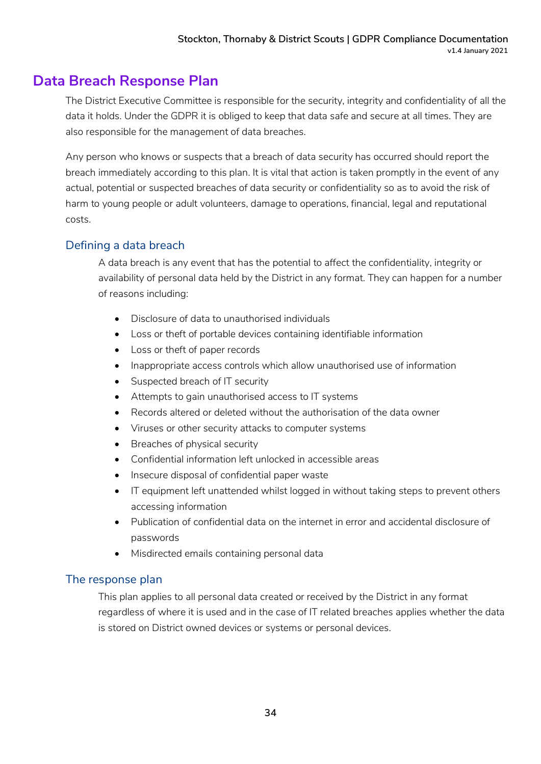# Data Breach Response Plan

The District Executive Committee is responsible for the security, integrity and confidentiality of all the data it holds. Under the GDPR it is obliged to keep that data safe and secure at all times. They are also responsible for the management of data breaches.

Any person who knows or suspects that a breach of data security has occurred should report the breach immediately according to this plan. It is vital that action is taken promptly in the event of any actual, potential or suspected breaches of data security or confidentiality so as to avoid the risk of harm to young people or adult volunteers, damage to operations, financial, legal and reputational costs.

## Defining a data breach

A data breach is any event that has the potential to affect the confidentiality, integrity or availability of personal data held by the District in any format. They can happen for a number of reasons including:

- Disclosure of data to unauthorised individuals
- Loss or theft of portable devices containing identifiable information
- Loss or theft of paper records
- Inappropriate access controls which allow unauthorised use of information
- Suspected breach of IT security
- Attempts to gain unauthorised access to IT systems
- Records altered or deleted without the authorisation of the data owner
- Viruses or other security attacks to computer systems
- Breaches of physical security
- Confidential information left unlocked in accessible areas
- Insecure disposal of confidential paper waste
- IT equipment left unattended whilst logged in without taking steps to prevent others accessing information
- Publication of confidential data on the internet in error and accidental disclosure of passwords
- Misdirected emails containing personal data

## The response plan

This plan applies to all personal data created or received by the District in any format regardless of where it is used and in the case of IT related breaches applies whether the data is stored on District owned devices or systems or personal devices.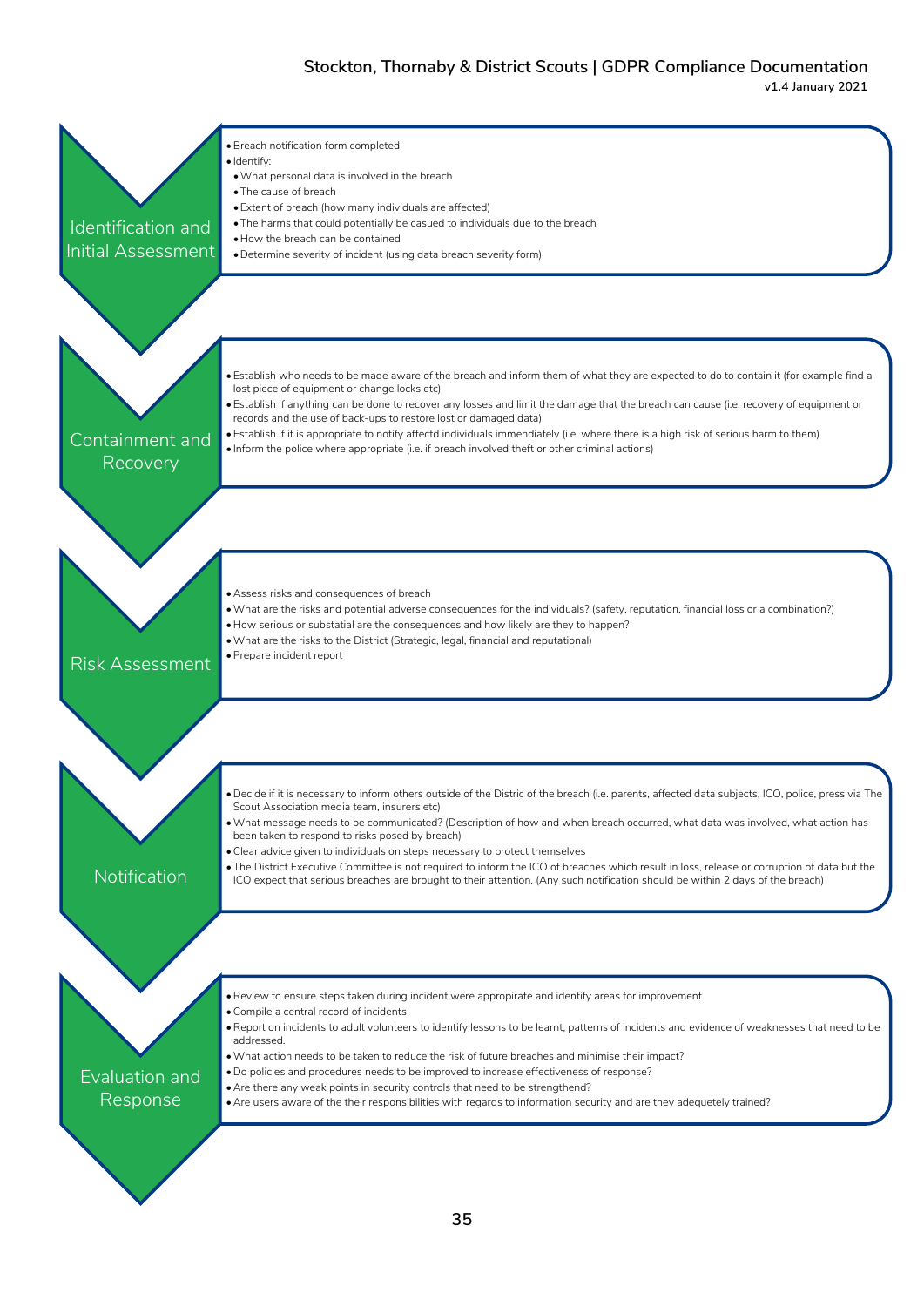## Identification and Initial Assessment

- Breach notification form completed
- Identify:
  - What personal data is involved in the breach
  - The cause of breach
  - Extent of breach (how many individuals are affected)
  - The harms that could potentially be casued to individuals due to the breach
  - How the breach can be contained
- Determine severity of incident (using data breach severity form)

## Containment and Recovery

- Establish who needs to be made aware of the breach and inform them of what they are expected to do to contain it (for example find a lost piece of equipment or change locks etc)
- Establish if anything can be done to recover any losses and limit the damage that the breach can cause (i.e. recovery of equipment or records and the use of back-ups to restore lost or damaged data)
- Establish if it is appropriate to notify affectd individuals immendiately (i.e. where there is a high risk of serious harm to them)
- Inform the police where appropriate (i.e. if breach involved theft or other criminal actions)

## Risk Assessment

- Assess risks and consequences of breach
- What are the risks and potential adverse consequences for the individuals? (safety, reputation, financial loss or a combination?)
- How serious or substatial are the consequences and how likely are they to happen?
- What are the risks to the District (Strategic, legal, financial and reputational)
- Prepare incident report

## Notification

- Decide if it is necessary to inform others outside of the Distric of the breach (i.e. parents, affected data subjects, ICO, police, press via The Scout Association media team, insurers etc)
- What message needs to be communicated? (Description of how and when breach occurred, what data was involved, what action has been taken to respond to risks posed by breach)
- Clear advice given to individuals on steps necessary to protect themselves
- The District Executive Committee is not required to inform the ICO of breaches which result in loss, release or corruption of data but the ICO expect that serious breaches are brought to their attention. (Any such notification should be within 2 days of the breach)

## Evaluation and Response

- Review to ensure steps taken during incident were appropirate and identify areas for improvement
- Compile a central record of incidents
- Report on incidents to adult volunteers to identify lessons to be learnt, patterns of incidents and evidence of weaknesses that need to be addressed.
- What action needs to be taken to reduce the risk of future breaches and minimise their impact?
- Do policies and procedures needs to be improved to increase effectiveness of response?
- Are there any weak points in security controls that need to be strengthend?
- Are users aware of the their responsibilities with regards to information security and are they adequetely trained?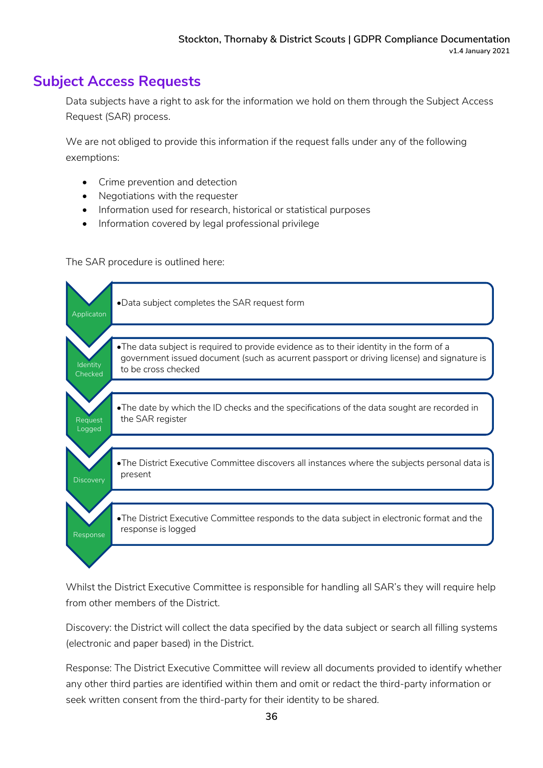# Subject Access Requests

Data subjects have a right to ask for the information we hold on them through the Subject Access Request (SAR) process.

We are not obliged to provide this information if the request falls under any of the following exemptions:

- Crime prevention and detection
- Negotiations with the requester
- Information used for research, historical or statistical purposes
- Information covered by legal professional privilege

The SAR procedure is outlined here:

| Step | Description |
|---|---|
| Applicaton | Data subject completes the SAR request form |
| Identity Checked | The data subject is required to provide evidence as to their identity in the form of a government issued document (such as acurrent passport or driving license) and signature is to be cross checked |
| Request Logged | The date by which the ID checks and the specifications of the data sought are recorded in the SAR register |
| Discovery | The District Executive Committee discovers all instances where the subjects personal data is present |
| Response | The District Executive Committee responds to the data subject in electronic format and the response is logged |

Whilst the District Executive Committee is responsible for handling all SAR's they will require help from other members of the District.

Discovery: the District will collect the data specified by the data subject or search all filling systems (electronic and paper based) in the District.

Response: The District Executive Committee will review all documents provided to identify whether any other third parties are identified within them and omit or redact the third-party information or seek written consent from the third-party for their identity to be shared.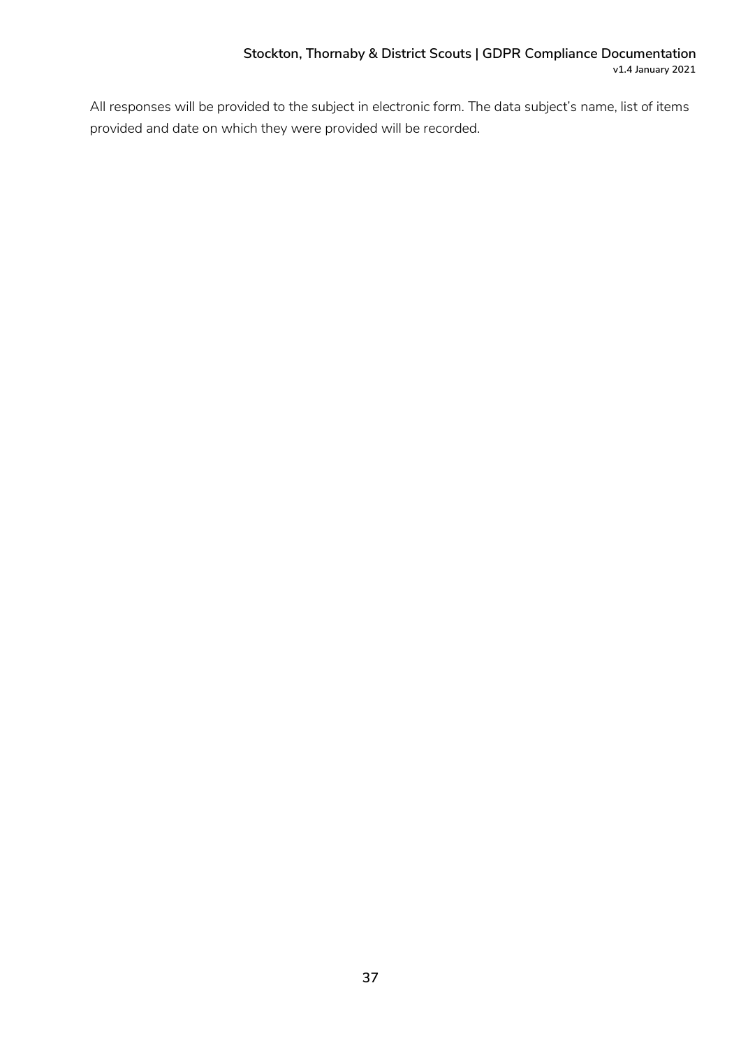All responses will be provided to the subject in electronic form. The data subject's name, list of items provided and date on which they were provided will be recorded.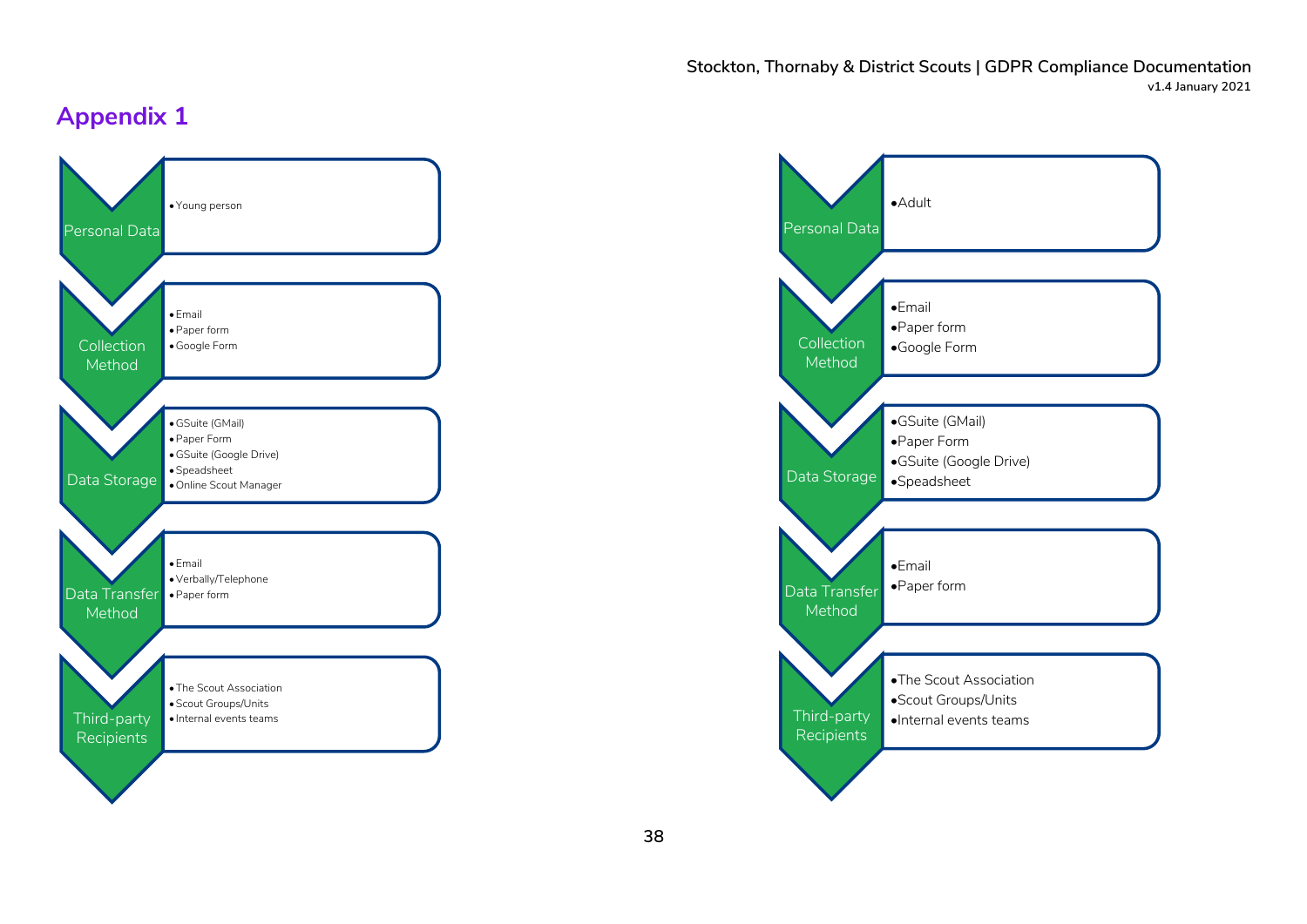## Appendix 1

**Personal Data**
- Young person

**Collection Method**
- Email
- Paper form
- Google Form

**Data Storage**
- GSuite (GMail)
- Paper Form
- GSuite (Google Drive)
- Speadsheet
- Online Scout Manager

**Data Transfer Method**
- Email
- Verbally/Telephone
- Paper form

**Third-party Recipients**
- The Scout Association
- Scout Groups/Units
- Internal events teams

**Personal Data**
- Adult

**Collection Method**
- Email
- Paper form
- Google Form

**Data Storage**
- GSuite (GMail)
- Paper Form
- GSuite (Google Drive)
- Speadsheet

**Data Transfer Method**
- Email
- Paper form

**Third-party Recipients**
- The Scout Association
- Scout Groups/Units
- Internal events teams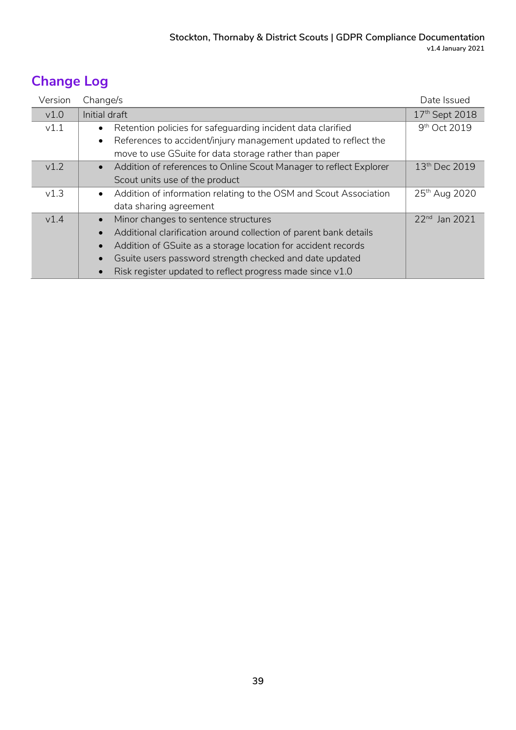## Change Log

| Version | Change/s | Date Issued |
|---|---|---|
| v1.0 | Initial draft | 17th Sept 2018 |
| v1.1 | • Retention policies for safeguarding incident data clarified<br>• References to accident/injury management updated to reflect the move to use GSuite for data storage rather than paper | 9th Oct 2019 |
| v1.2 | • Addition of references to Online Scout Manager to reflect Explorer Scout units use of the product | 13th Dec 2019 |
| v1.3 | • Addition of information relating to the OSM and Scout Association data sharing agreement | 25th Aug 2020 |
| v1.4 | • Minor changes to sentence structures<br>• Additional clarification around collection of parent bank details<br>• Addition of GSuite as a storage location for accident records<br>• Gsuite users password strength checked and date updated<br>• Risk register updated to reflect progress made since v1.0 | 22nd Jan 2021 |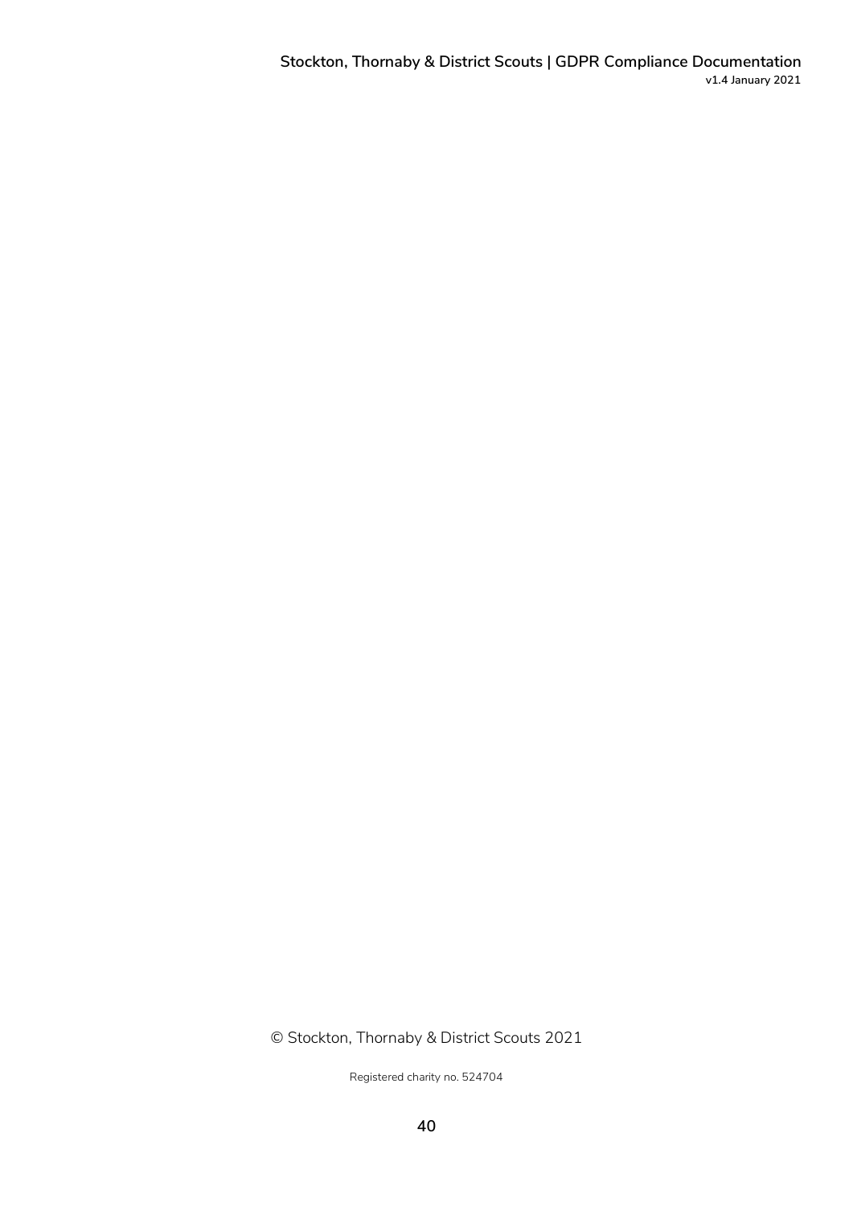© Stockton, Thornaby & District Scouts 2021

Registered charity no. 524704